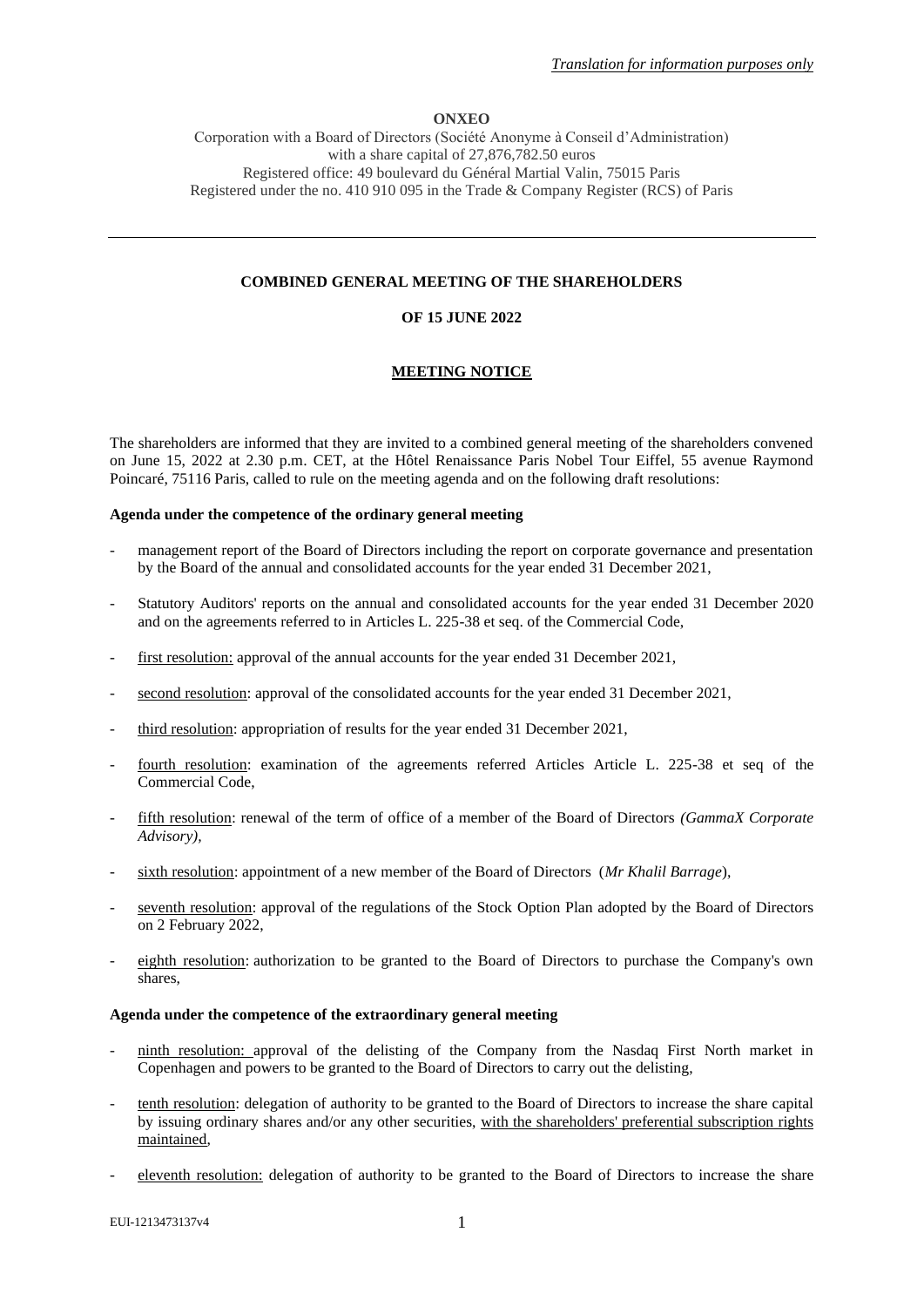*Translation for information purposes only*

**ONXEO**

Corporation with a Board of Directors (Société Anonyme à Conseil d'Administration)
with a share capital of 27,876,782.50 euros
Registered office: 49 boulevard du Général Martial Valin, 75015 Paris
Registered under the no. 410 910 095 in the Trade & Company Register (RCS) of Paris

---

**COMBINED GENERAL MEETING OF THE SHAREHOLDERS**

**OF 15 JUNE 2022**

**MEETING NOTICE**

The shareholders are informed that they are invited to a combined general meeting of the shareholders convened on June 15, 2022 at 2.30 p.m. CET, at the Hôtel Renaissance Paris Nobel Tour Eiffel, 55 avenue Raymond Poincaré, 75116 Paris, called to rule on the meeting agenda and on the following draft resolutions:

**Agenda under the competence of the ordinary general meeting**

- management report of the Board of Directors including the report on corporate governance and presentation by the Board of the annual and consolidated accounts for the year ended 31 December 2021,
- Statutory Auditors' reports on the annual and consolidated accounts for the year ended 31 December 2020 and on the agreements referred to in Articles L. 225-38 et seq. of the Commercial Code,
- first resolution: approval of the annual accounts for the year ended 31 December 2021,
- second resolution: approval of the consolidated accounts for the year ended 31 December 2021,
- third resolution: appropriation of results for the year ended 31 December 2021,
- fourth resolution: examination of the agreements referred Articles Article L. 225-38 et seq of the Commercial Code,
- fifth resolution: renewal of the term of office of a member of the Board of Directors *(GammaX Corporate Advisory)*,
- sixth resolution: appointment of a new member of the Board of Directors (*Mr Khalil Barrage*),
- seventh resolution: approval of the regulations of the Stock Option Plan adopted by the Board of Directors on 2 February 2022,
- eighth resolution: authorization to be granted to the Board of Directors to purchase the Company's own shares,

**Agenda under the competence of the extraordinary general meeting**

- ninth resolution: approval of the delisting of the Company from the Nasdaq First North market in Copenhagen and powers to be granted to the Board of Directors to carry out the delisting,
- tenth resolution: delegation of authority to be granted to the Board of Directors to increase the share capital by issuing ordinary shares and/or any other securities, with the shareholders' preferential subscription rights maintained,
- eleventh resolution: delegation of authority to be granted to the Board of Directors to increase the share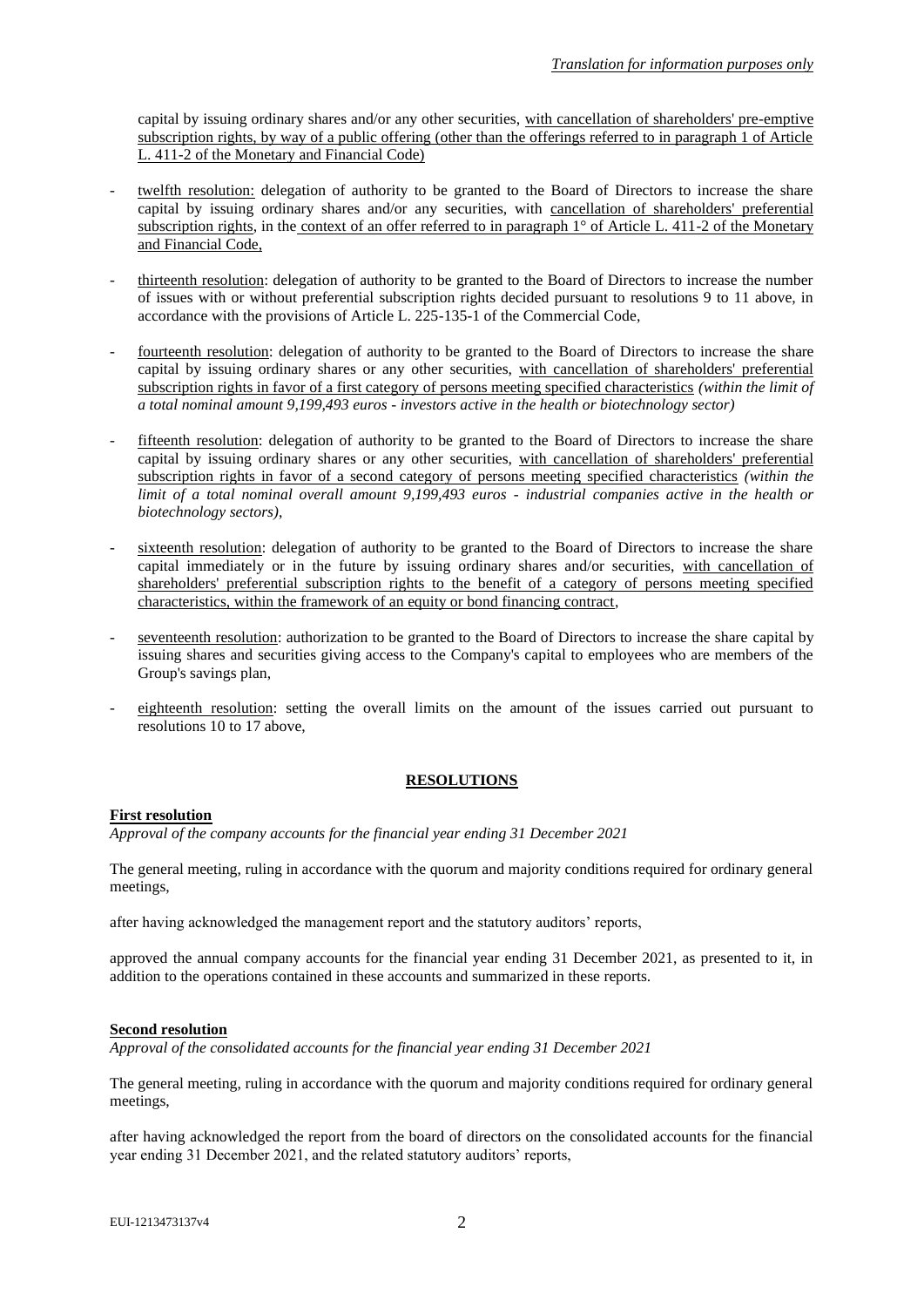capital by issuing ordinary shares and/or any other securities, with cancellation of shareholders' pre-emptive subscription rights, by way of a public offering (other than the offerings referred to in paragraph 1 of Article L. 411-2 of the Monetary and Financial Code)

- twelfth resolution: delegation of authority to be granted to the Board of Directors to increase the share capital by issuing ordinary shares and/or any securities, with cancellation of shareholders' preferential subscription rights, in the context of an offer referred to in paragraph 1° of Article L. 411-2 of the Monetary and Financial Code,

- thirteenth resolution: delegation of authority to be granted to the Board of Directors to increase the number of issues with or without preferential subscription rights decided pursuant to resolutions 9 to 11 above, in accordance with the provisions of Article L. 225-135-1 of the Commercial Code,

- fourteenth resolution: delegation of authority to be granted to the Board of Directors to increase the share capital by issuing ordinary shares or any other securities, with cancellation of shareholders' preferential subscription rights in favor of a first category of persons meeting specified characteristics *(within the limit of a total nominal amount 9,199,493 euros - investors active in the health or biotechnology sector)*

- fifteenth resolution: delegation of authority to be granted to the Board of Directors to increase the share capital by issuing ordinary shares or any other securities, with cancellation of shareholders' preferential subscription rights in favor of a second category of persons meeting specified characteristics *(within the limit of a total nominal overall amount 9,199,493 euros - industrial companies active in the health or biotechnology sectors)*,

- sixteenth resolution: delegation of authority to be granted to the Board of Directors to increase the share capital immediately or in the future by issuing ordinary shares and/or securities, with cancellation of shareholders' preferential subscription rights to the benefit of a category of persons meeting specified characteristics, within the framework of an equity or bond financing contract,

- seventeenth resolution: authorization to be granted to the Board of Directors to increase the share capital by issuing shares and securities giving access to the Company's capital to employees who are members of the Group's savings plan,

- eighteenth resolution: setting the overall limits on the amount of the issues carried out pursuant to resolutions 10 to 17 above,

## RESOLUTIONS

### First resolution

*Approval of the company accounts for the financial year ending 31 December 2021*

The general meeting, ruling in accordance with the quorum and majority conditions required for ordinary general meetings,

after having acknowledged the management report and the statutory auditors' reports,

approved the annual company accounts for the financial year ending 31 December 2021, as presented to it, in addition to the operations contained in these accounts and summarized in these reports.

### Second resolution

*Approval of the consolidated accounts for the financial year ending 31 December 2021*

The general meeting, ruling in accordance with the quorum and majority conditions required for ordinary general meetings,

after having acknowledged the report from the board of directors on the consolidated accounts for the financial year ending 31 December 2021, and the related statutory auditors' reports,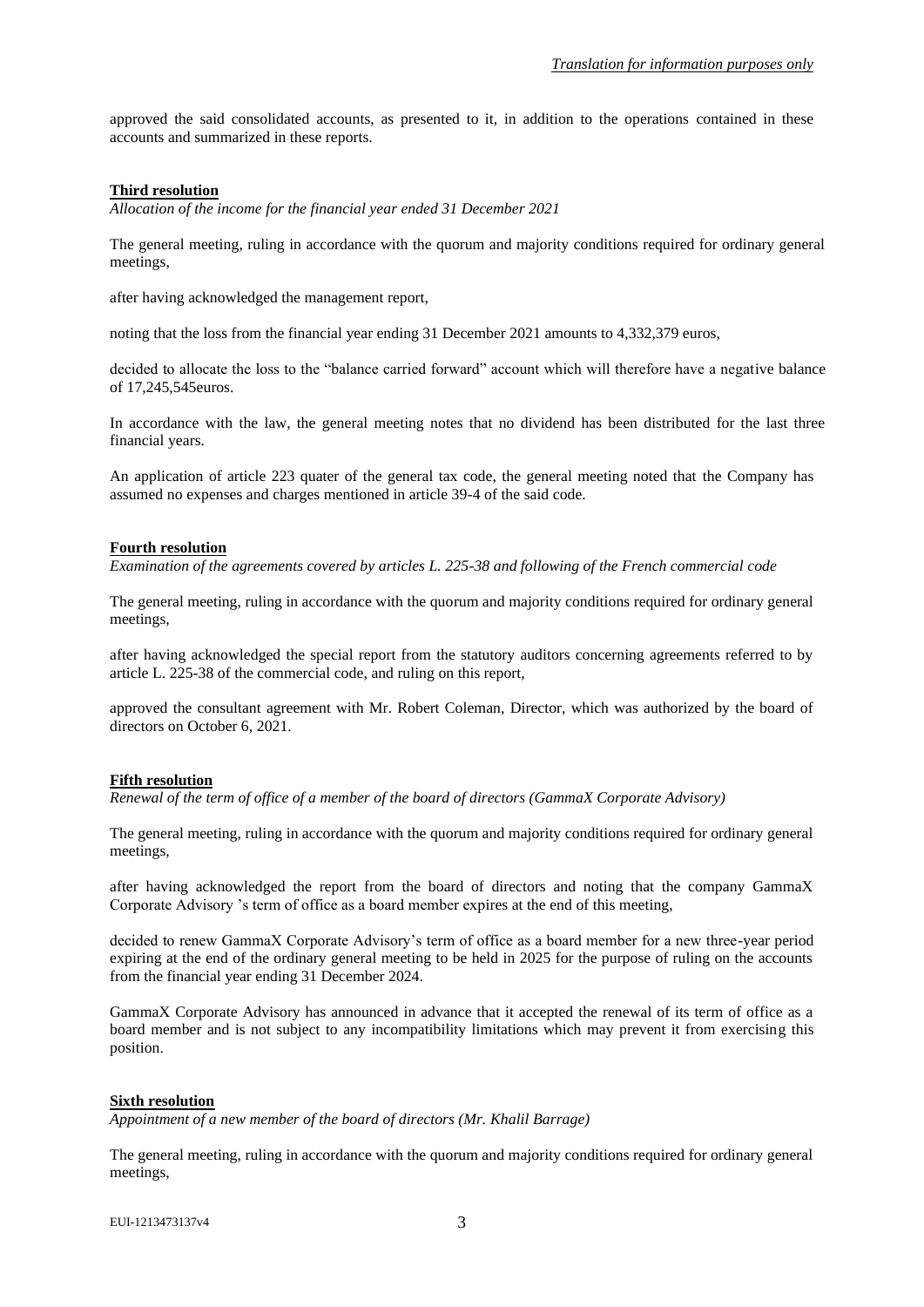approved the said consolidated accounts, as presented to it, in addition to the operations contained in these accounts and summarized in these reports.

**Third resolution**

*Allocation of the income for the financial year ended 31 December 2021*

The general meeting, ruling in accordance with the quorum and majority conditions required for ordinary general meetings,

after having acknowledged the management report,

noting that the loss from the financial year ending 31 December 2021 amounts to 4,332,379 euros,

decided to allocate the loss to the "balance carried forward" account which will therefore have a negative balance of 17,245,545euros.

In accordance with the law, the general meeting notes that no dividend has been distributed for the last three financial years.

An application of article 223 quater of the general tax code, the general meeting noted that the Company has assumed no expenses and charges mentioned in article 39-4 of the said code.

**Fourth resolution**

*Examination of the agreements covered by articles L. 225-38 and following of the French commercial code*

The general meeting, ruling in accordance with the quorum and majority conditions required for ordinary general meetings,

after having acknowledged the special report from the statutory auditors concerning agreements referred to by article L. 225-38 of the commercial code, and ruling on this report,

approved the consultant agreement with Mr. Robert Coleman, Director, which was authorized by the board of directors on October 6, 2021.

**Fifth resolution**

*Renewal of the term of office of a member of the board of directors (GammaX Corporate Advisory)*

The general meeting, ruling in accordance with the quorum and majority conditions required for ordinary general meetings,

after having acknowledged the report from the board of directors and noting that the company GammaX Corporate Advisory 's term of office as a board member expires at the end of this meeting,

decided to renew GammaX Corporate Advisory's term of office as a board member for a new three-year period expiring at the end of the ordinary general meeting to be held in 2025 for the purpose of ruling on the accounts from the financial year ending 31 December 2024.

GammaX Corporate Advisory has announced in advance that it accepted the renewal of its term of office as a board member and is not subject to any incompatibility limitations which may prevent it from exercising this position.

**Sixth resolution**

*Appointment of a new member of the board of directors (Mr. Khalil Barrage)*

The general meeting, ruling in accordance with the quorum and majority conditions required for ordinary general meetings,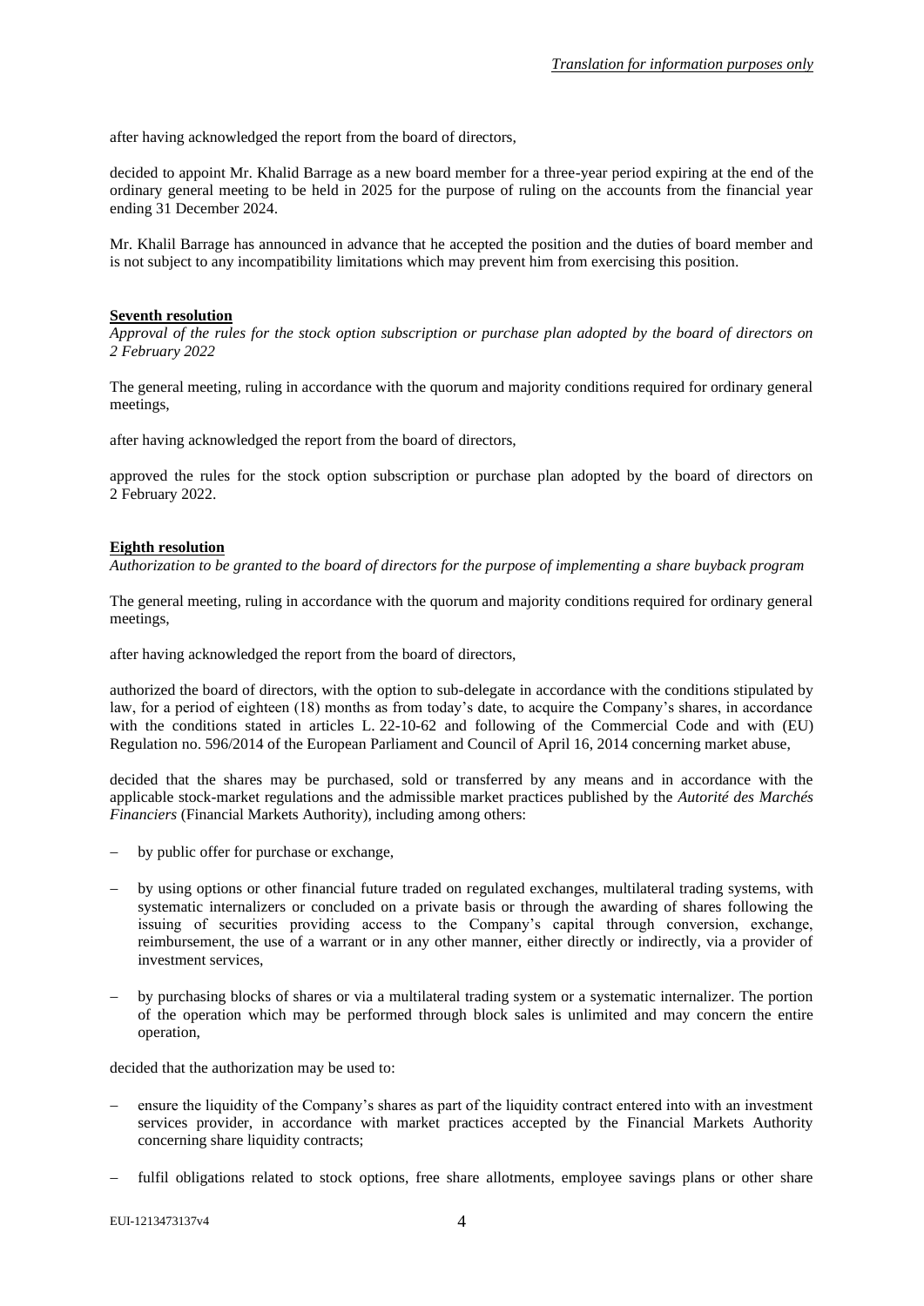after having acknowledged the report from the board of directors,

decided to appoint Mr. Khalid Barrage as a new board member for a three-year period expiring at the end of the ordinary general meeting to be held in 2025 for the purpose of ruling on the accounts from the financial year ending 31 December 2024.

Mr. Khalil Barrage has announced in advance that he accepted the position and the duties of board member and is not subject to any incompatibility limitations which may prevent him from exercising this position.

**Seventh resolution**

*Approval of the rules for the stock option subscription or purchase plan adopted by the board of directors on 2 February 2022*

The general meeting, ruling in accordance with the quorum and majority conditions required for ordinary general meetings,

after having acknowledged the report from the board of directors,

approved the rules for the stock option subscription or purchase plan adopted by the board of directors on 2 February 2022.

**Eighth resolution**

*Authorization to be granted to the board of directors for the purpose of implementing a share buyback program*

The general meeting, ruling in accordance with the quorum and majority conditions required for ordinary general meetings,

after having acknowledged the report from the board of directors,

authorized the board of directors, with the option to sub-delegate in accordance with the conditions stipulated by law, for a period of eighteen (18) months as from today's date, to acquire the Company's shares, in accordance with the conditions stated in articles L. 22-10-62 and following of the Commercial Code and with (EU) Regulation no. 596/2014 of the European Parliament and Council of April 16, 2014 concerning market abuse,

decided that the shares may be purchased, sold or transferred by any means and in accordance with the applicable stock-market regulations and the admissible market practices published by the *Autorité des Marchés Financiers* (Financial Markets Authority), including among others:

- by public offer for purchase or exchange,
- by using options or other financial future traded on regulated exchanges, multilateral trading systems, with systematic internalizers or concluded on a private basis or through the awarding of shares following the issuing of securities providing access to the Company's capital through conversion, exchange, reimbursement, the use of a warrant or in any other manner, either directly or indirectly, via a provider of investment services,
- by purchasing blocks of shares or via a multilateral trading system or a systematic internalizer. The portion of the operation which may be performed through block sales is unlimited and may concern the entire operation,

decided that the authorization may be used to:

- ensure the liquidity of the Company's shares as part of the liquidity contract entered into with an investment services provider, in accordance with market practices accepted by the Financial Markets Authority concerning share liquidity contracts;
- fulfil obligations related to stock options, free share allotments, employee savings plans or other share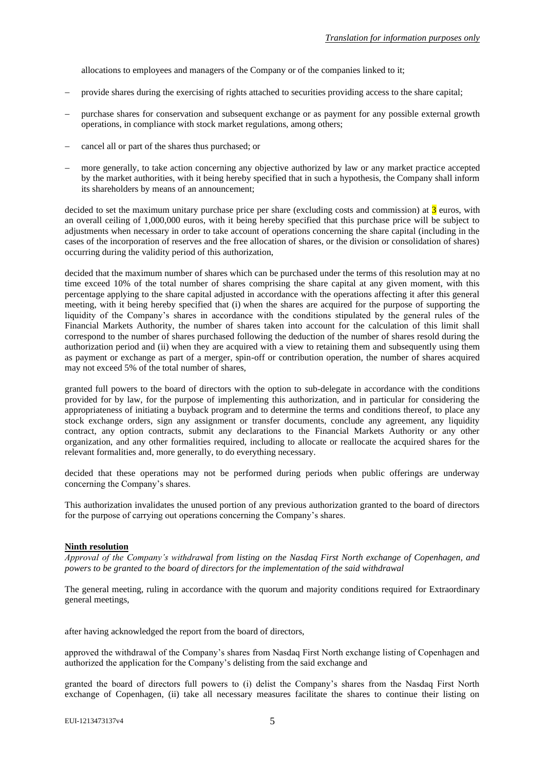allocations to employees and managers of the Company or of the companies linked to it;

- provide shares during the exercising of rights attached to securities providing access to the share capital;
- purchase shares for conservation and subsequent exchange or as payment for any possible external growth operations, in compliance with stock market regulations, among others;
- cancel all or part of the shares thus purchased; or
- more generally, to take action concerning any objective authorized by law or any market practice accepted by the market authorities, with it being hereby specified that in such a hypothesis, the Company shall inform its shareholders by means of an announcement;

decided to set the maximum unitary purchase price per share (excluding costs and commission) at 3 euros, with an overall ceiling of 1,000,000 euros, with it being hereby specified that this purchase price will be subject to adjustments when necessary in order to take account of operations concerning the share capital (including in the cases of the incorporation of reserves and the free allocation of shares, or the division or consolidation of shares) occurring during the validity period of this authorization,

decided that the maximum number of shares which can be purchased under the terms of this resolution may at no time exceed 10% of the total number of shares comprising the share capital at any given moment, with this percentage applying to the share capital adjusted in accordance with the operations affecting it after this general meeting, with it being hereby specified that (i) when the shares are acquired for the purpose of supporting the liquidity of the Company's shares in accordance with the conditions stipulated by the general rules of the Financial Markets Authority, the number of shares taken into account for the calculation of this limit shall correspond to the number of shares purchased following the deduction of the number of shares resold during the authorization period and (ii) when they are acquired with a view to retaining them and subsequently using them as payment or exchange as part of a merger, spin-off or contribution operation, the number of shares acquired may not exceed 5% of the total number of shares,

granted full powers to the board of directors with the option to sub-delegate in accordance with the conditions provided for by law, for the purpose of implementing this authorization, and in particular for considering the appropriateness of initiating a buyback program and to determine the terms and conditions thereof, to place any stock exchange orders, sign any assignment or transfer documents, conclude any agreement, any liquidity contract, any option contracts, submit any declarations to the Financial Markets Authority or any other organization, and any other formalities required, including to allocate or reallocate the acquired shares for the relevant formalities and, more generally, to do everything necessary.

decided that these operations may not be performed during periods when public offerings are underway concerning the Company's shares.

This authorization invalidates the unused portion of any previous authorization granted to the board of directors for the purpose of carrying out operations concerning the Company's shares.

**Ninth resolution**

*Approval of the Company's withdrawal from listing on the Nasdaq First North exchange of Copenhagen, and powers to be granted to the board of directors for the implementation of the said withdrawal*

The general meeting, ruling in accordance with the quorum and majority conditions required for Extraordinary general meetings,

after having acknowledged the report from the board of directors,

approved the withdrawal of the Company's shares from Nasdaq First North exchange listing of Copenhagen and authorized the application for the Company's delisting from the said exchange and

granted the board of directors full powers to (i) delist the Company's shares from the Nasdaq First North exchange of Copenhagen, (ii) take all necessary measures facilitate the shares to continue their listing on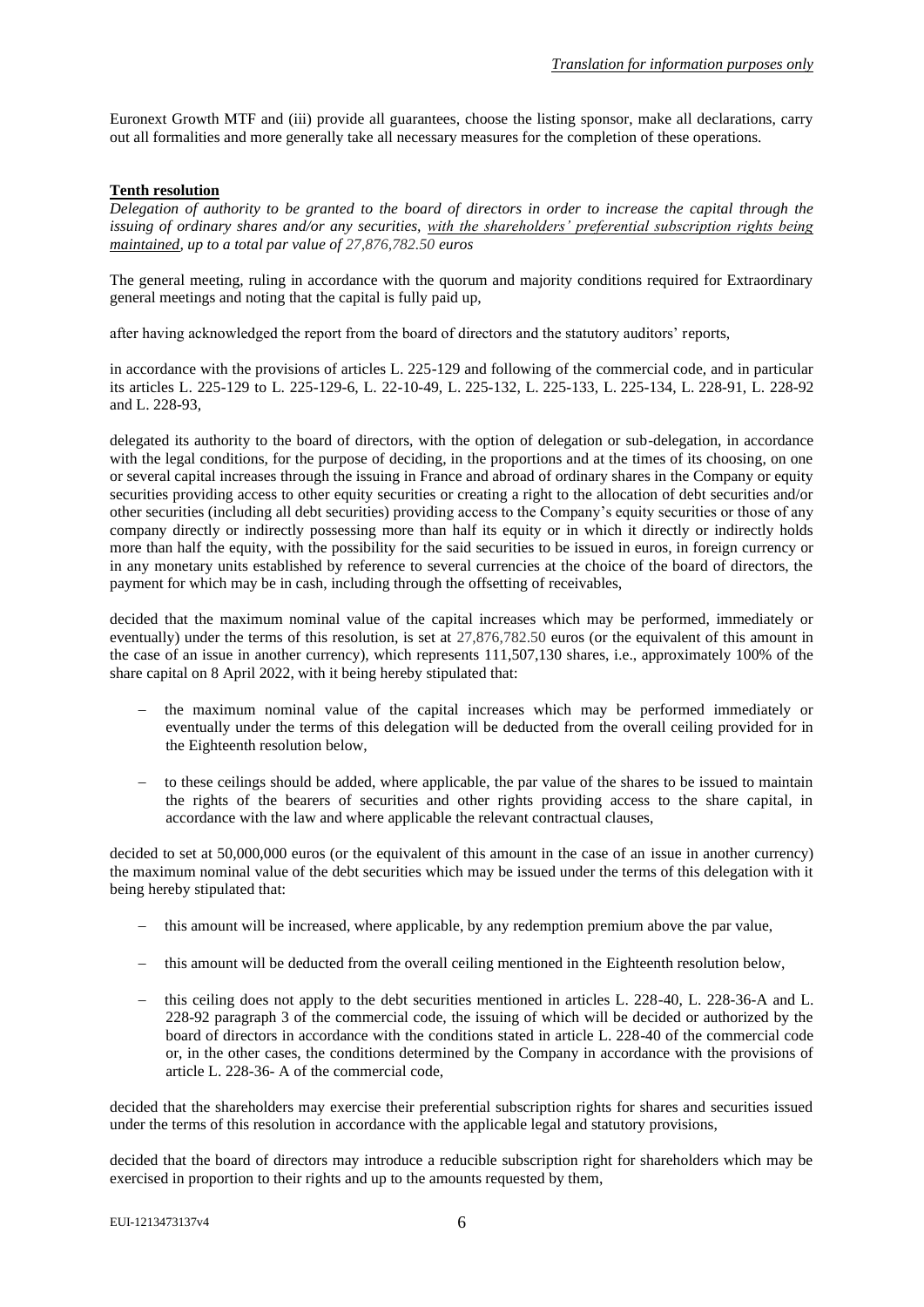Euronext Growth MTF and (iii) provide all guarantees, choose the listing sponsor, make all declarations, carry out all formalities and more generally take all necessary measures for the completion of these operations.

**Tenth resolution**

*Delegation of authority to be granted to the board of directors in order to increase the capital through the issuing of ordinary shares and/or any securities, with the shareholders' preferential subscription rights being maintained, up to a total par value of 27,876,782.50 euros*

The general meeting, ruling in accordance with the quorum and majority conditions required for Extraordinary general meetings and noting that the capital is fully paid up,

after having acknowledged the report from the board of directors and the statutory auditors' reports,

in accordance with the provisions of articles L. 225-129 and following of the commercial code, and in particular its articles L. 225-129 to L. 225-129-6, L. 22-10-49, L. 225-132, L. 225-133, L. 225-134, L. 228-91, L. 228-92 and L. 228-93,

delegated its authority to the board of directors, with the option of delegation or sub-delegation, in accordance with the legal conditions, for the purpose of deciding, in the proportions and at the times of its choosing, on one or several capital increases through the issuing in France and abroad of ordinary shares in the Company or equity securities providing access to other equity securities or creating a right to the allocation of debt securities and/or other securities (including all debt securities) providing access to the Company's equity securities or those of any company directly or indirectly possessing more than half its equity or in which it directly or indirectly holds more than half the equity, with the possibility for the said securities to be issued in euros, in foreign currency or in any monetary units established by reference to several currencies at the choice of the board of directors, the payment for which may be in cash, including through the offsetting of receivables,

decided that the maximum nominal value of the capital increases which may be performed, immediately or eventually) under the terms of this resolution, is set at 27,876,782.50 euros (or the equivalent of this amount in the case of an issue in another currency), which represents 111,507,130 shares, i.e., approximately 100% of the share capital on 8 April 2022, with it being hereby stipulated that:

- the maximum nominal value of the capital increases which may be performed immediately or eventually under the terms of this delegation will be deducted from the overall ceiling provided for in the Eighteenth resolution below,
- to these ceilings should be added, where applicable, the par value of the shares to be issued to maintain the rights of the bearers of securities and other rights providing access to the share capital, in accordance with the law and where applicable the relevant contractual clauses,

decided to set at 50,000,000 euros (or the equivalent of this amount in the case of an issue in another currency) the maximum nominal value of the debt securities which may be issued under the terms of this delegation with it being hereby stipulated that:

- this amount will be increased, where applicable, by any redemption premium above the par value,
- this amount will be deducted from the overall ceiling mentioned in the Eighteenth resolution below,
- this ceiling does not apply to the debt securities mentioned in articles L. 228-40, L. 228-36-A and L. 228-92 paragraph 3 of the commercial code, the issuing of which will be decided or authorized by the board of directors in accordance with the conditions stated in article L. 228-40 of the commercial code or, in the other cases, the conditions determined by the Company in accordance with the provisions of article L. 228-36- A of the commercial code,

decided that the shareholders may exercise their preferential subscription rights for shares and securities issued under the terms of this resolution in accordance with the applicable legal and statutory provisions,

decided that the board of directors may introduce a reducible subscription right for shareholders which may be exercised in proportion to their rights and up to the amounts requested by them,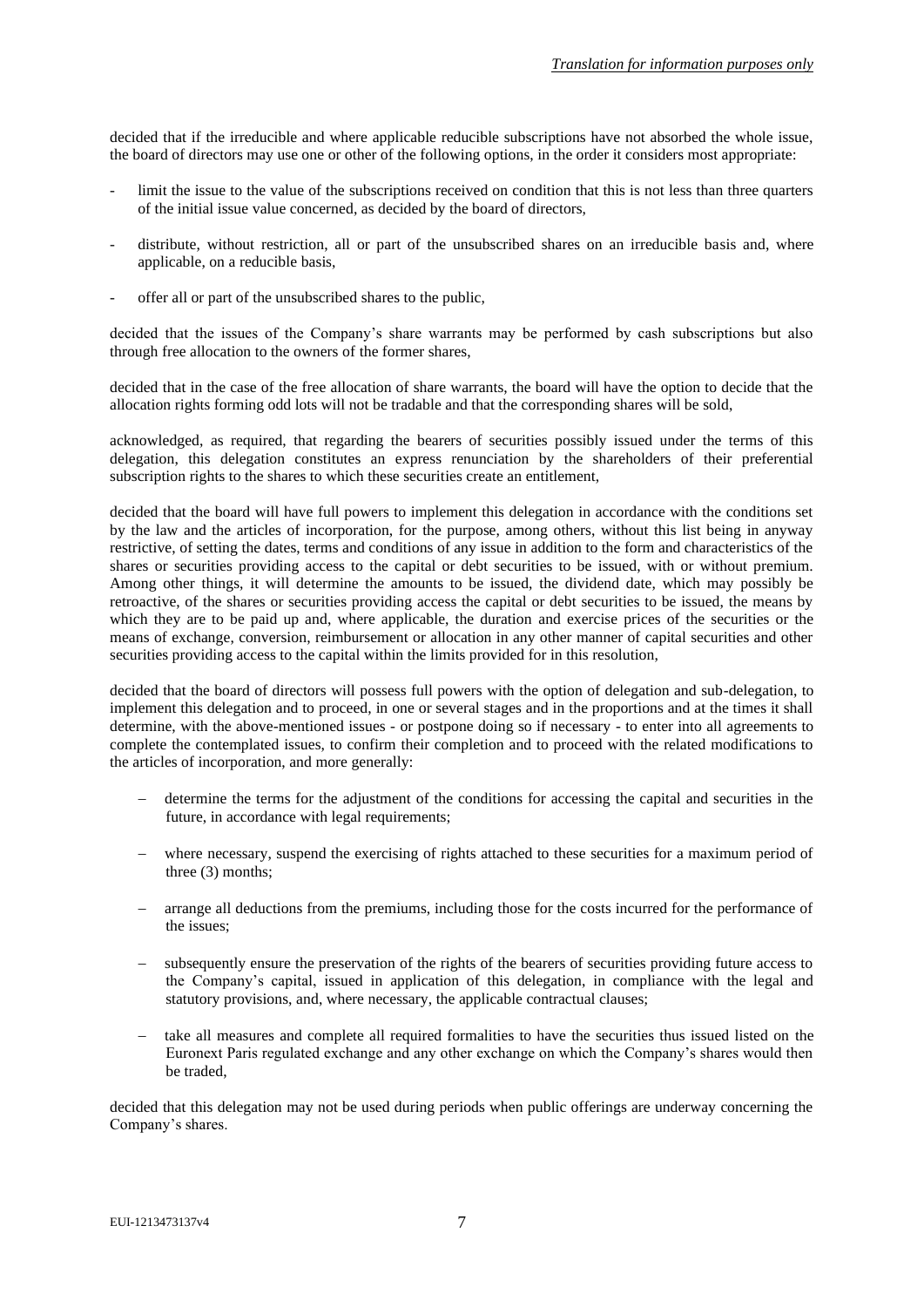decided that if the irreducible and where applicable reducible subscriptions have not absorbed the whole issue, the board of directors may use one or other of the following options, in the order it considers most appropriate:

- limit the issue to the value of the subscriptions received on condition that this is not less than three quarters of the initial issue value concerned, as decided by the board of directors,
- distribute, without restriction, all or part of the unsubscribed shares on an irreducible basis and, where applicable, on a reducible basis,
- offer all or part of the unsubscribed shares to the public,

decided that the issues of the Company's share warrants may be performed by cash subscriptions but also through free allocation to the owners of the former shares,

decided that in the case of the free allocation of share warrants, the board will have the option to decide that the allocation rights forming odd lots will not be tradable and that the corresponding shares will be sold,

acknowledged, as required, that regarding the bearers of securities possibly issued under the terms of this delegation, this delegation constitutes an express renunciation by the shareholders of their preferential subscription rights to the shares to which these securities create an entitlement,

decided that the board will have full powers to implement this delegation in accordance with the conditions set by the law and the articles of incorporation, for the purpose, among others, without this list being in anyway restrictive, of setting the dates, terms and conditions of any issue in addition to the form and characteristics of the shares or securities providing access to the capital or debt securities to be issued, with or without premium. Among other things, it will determine the amounts to be issued, the dividend date, which may possibly be retroactive, of the shares or securities providing access the capital or debt securities to be issued, the means by which they are to be paid up and, where applicable, the duration and exercise prices of the securities or the means of exchange, conversion, reimbursement or allocation in any other manner of capital securities and other securities providing access to the capital within the limits provided for in this resolution,

decided that the board of directors will possess full powers with the option of delegation and sub-delegation, to implement this delegation and to proceed, in one or several stages and in the proportions and at the times it shall determine, with the above-mentioned issues - or postpone doing so if necessary - to enter into all agreements to complete the contemplated issues, to confirm their completion and to proceed with the related modifications to the articles of incorporation, and more generally:

- determine the terms for the adjustment of the conditions for accessing the capital and securities in the future, in accordance with legal requirements;
- where necessary, suspend the exercising of rights attached to these securities for a maximum period of three (3) months;
- arrange all deductions from the premiums, including those for the costs incurred for the performance of the issues;
- subsequently ensure the preservation of the rights of the bearers of securities providing future access to the Company's capital, issued in application of this delegation, in compliance with the legal and statutory provisions, and, where necessary, the applicable contractual clauses;
- take all measures and complete all required formalities to have the securities thus issued listed on the Euronext Paris regulated exchange and any other exchange on which the Company's shares would then be traded,

decided that this delegation may not be used during periods when public offerings are underway concerning the Company's shares.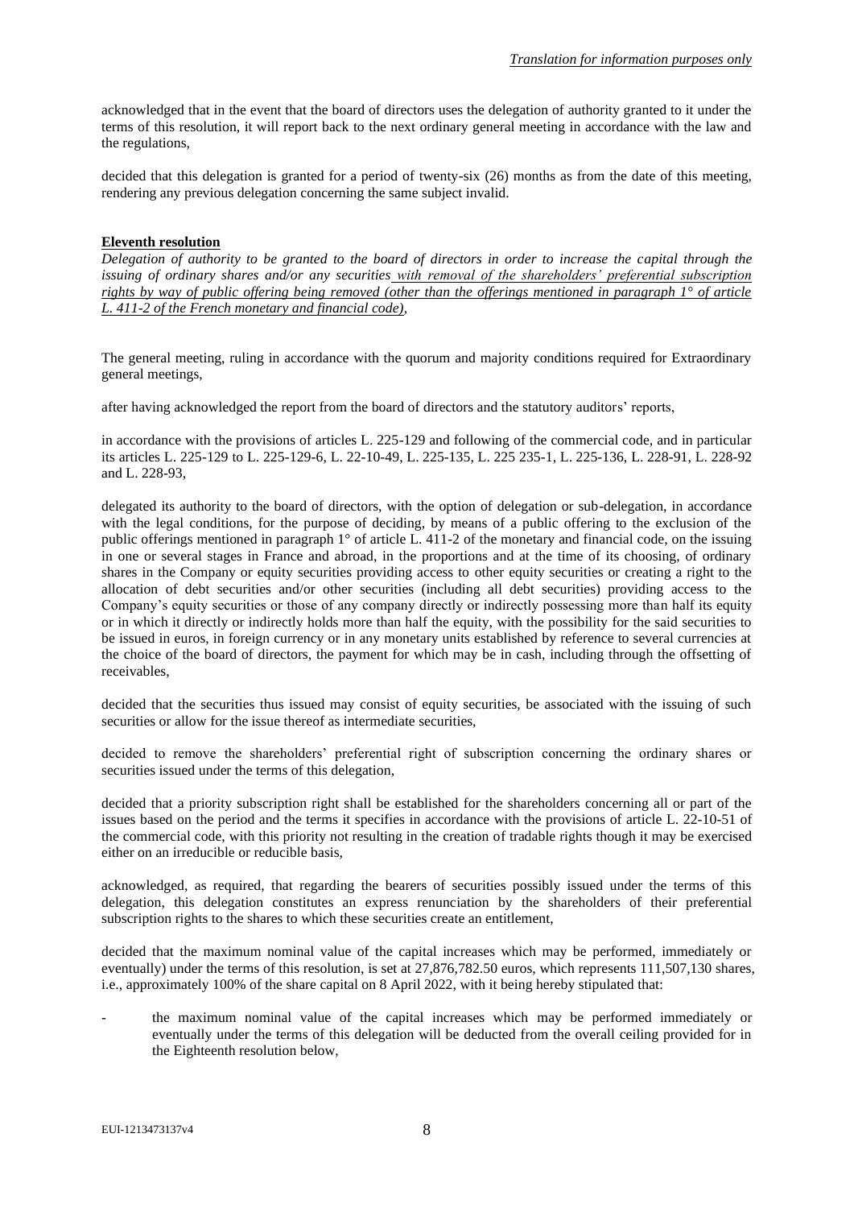acknowledged that in the event that the board of directors uses the delegation of authority granted to it under the terms of this resolution, it will report back to the next ordinary general meeting in accordance with the law and the regulations,

decided that this delegation is granted for a period of twenty-six (26) months as from the date of this meeting, rendering any previous delegation concerning the same subject invalid.

**Eleventh resolution**

*Delegation of authority to be granted to the board of directors in order to increase the capital through the issuing of ordinary shares and/or any securities with removal of the shareholders' preferential subscription rights by way of public offering being removed (other than the offerings mentioned in paragraph 1° of article L. 411-2 of the French monetary and financial code),*

The general meeting, ruling in accordance with the quorum and majority conditions required for Extraordinary general meetings,

after having acknowledged the report from the board of directors and the statutory auditors' reports,

in accordance with the provisions of articles L. 225-129 and following of the commercial code, and in particular its articles L. 225-129 to L. 225-129-6, L. 22-10-49, L. 225-135, L. 225 235-1, L. 225-136, L. 228-91, L. 228-92 and L. 228-93,

delegated its authority to the board of directors, with the option of delegation or sub-delegation, in accordance with the legal conditions, for the purpose of deciding, by means of a public offering to the exclusion of the public offerings mentioned in paragraph 1° of article L. 411-2 of the monetary and financial code, on the issuing in one or several stages in France and abroad, in the proportions and at the time of its choosing, of ordinary shares in the Company or equity securities providing access to other equity securities or creating a right to the allocation of debt securities and/or other securities (including all debt securities) providing access to the Company's equity securities or those of any company directly or indirectly possessing more than half its equity or in which it directly or indirectly holds more than half the equity, with the possibility for the said securities to be issued in euros, in foreign currency or in any monetary units established by reference to several currencies at the choice of the board of directors, the payment for which may be in cash, including through the offsetting of receivables,

decided that the securities thus issued may consist of equity securities, be associated with the issuing of such securities or allow for the issue thereof as intermediate securities,

decided to remove the shareholders' preferential right of subscription concerning the ordinary shares or securities issued under the terms of this delegation,

decided that a priority subscription right shall be established for the shareholders concerning all or part of the issues based on the period and the terms it specifies in accordance with the provisions of article L. 22-10-51 of the commercial code, with this priority not resulting in the creation of tradable rights though it may be exercised either on an irreducible or reducible basis,

acknowledged, as required, that regarding the bearers of securities possibly issued under the terms of this delegation, this delegation constitutes an express renunciation by the shareholders of their preferential subscription rights to the shares to which these securities create an entitlement,

decided that the maximum nominal value of the capital increases which may be performed, immediately or eventually) under the terms of this resolution, is set at 27,876,782.50 euros, which represents 111,507,130 shares, i.e., approximately 100% of the share capital on 8 April 2022, with it being hereby stipulated that:

- the maximum nominal value of the capital increases which may be performed immediately or eventually under the terms of this delegation will be deducted from the overall ceiling provided for in the Eighteenth resolution below,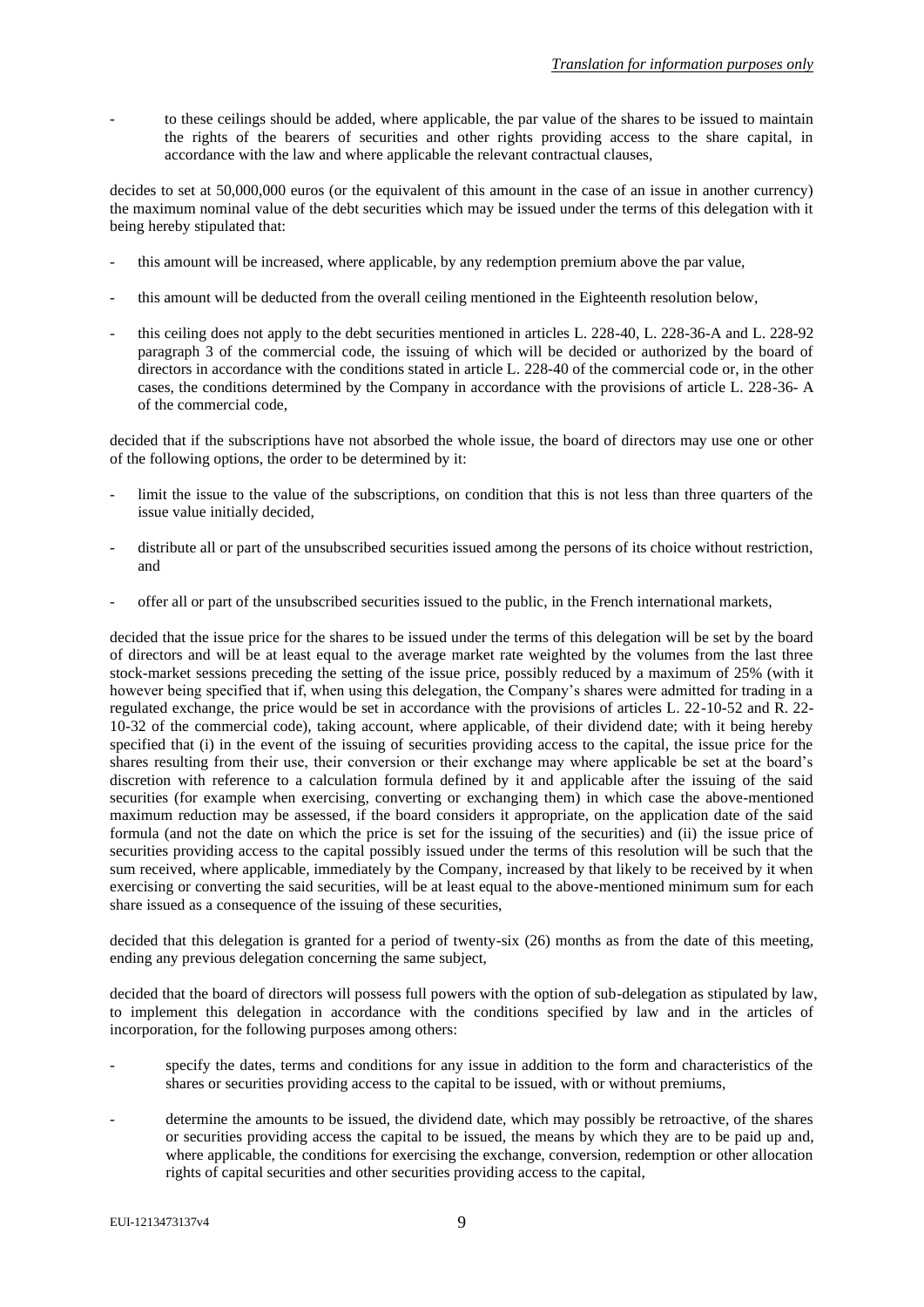- to these ceilings should be added, where applicable, the par value of the shares to be issued to maintain the rights of the bearers of securities and other rights providing access to the share capital, in accordance with the law and where applicable the relevant contractual clauses,

decides to set at 50,000,000 euros (or the equivalent of this amount in the case of an issue in another currency) the maximum nominal value of the debt securities which may be issued under the terms of this delegation with it being hereby stipulated that:

- this amount will be increased, where applicable, by any redemption premium above the par value,
- this amount will be deducted from the overall ceiling mentioned in the Eighteenth resolution below,
- this ceiling does not apply to the debt securities mentioned in articles L. 228-40, L. 228-36-A and L. 228-92 paragraph 3 of the commercial code, the issuing of which will be decided or authorized by the board of directors in accordance with the conditions stated in article L. 228-40 of the commercial code or, in the other cases, the conditions determined by the Company in accordance with the provisions of article L. 228-36- A of the commercial code,

decided that if the subscriptions have not absorbed the whole issue, the board of directors may use one or other of the following options, the order to be determined by it:

- limit the issue to the value of the subscriptions, on condition that this is not less than three quarters of the issue value initially decided,
- distribute all or part of the unsubscribed securities issued among the persons of its choice without restriction, and
- offer all or part of the unsubscribed securities issued to the public, in the French international markets,

decided that the issue price for the shares to be issued under the terms of this delegation will be set by the board of directors and will be at least equal to the average market rate weighted by the volumes from the last three stock-market sessions preceding the setting of the issue price, possibly reduced by a maximum of 25% (with it however being specified that if, when using this delegation, the Company's shares were admitted for trading in a regulated exchange, the price would be set in accordance with the provisions of articles L. 22-10-52 and R. 22-10-32 of the commercial code), taking account, where applicable, of their dividend date; with it being hereby specified that (i) in the event of the issuing of securities providing access to the capital, the issue price for the shares resulting from their use, their conversion or their exchange may where applicable be set at the board's discretion with reference to a calculation formula defined by it and applicable after the issuing of the said securities (for example when exercising, converting or exchanging them) in which case the above-mentioned maximum reduction may be assessed, if the board considers it appropriate, on the application date of the said formula (and not the date on which the price is set for the issuing of the securities) and (ii) the issue price of securities providing access to the capital possibly issued under the terms of this resolution will be such that the sum received, where applicable, immediately by the Company, increased by that likely to be received by it when exercising or converting the said securities, will be at least equal to the above-mentioned minimum sum for each share issued as a consequence of the issuing of these securities,

decided that this delegation is granted for a period of twenty-six (26) months as from the date of this meeting, ending any previous delegation concerning the same subject,

decided that the board of directors will possess full powers with the option of sub-delegation as stipulated by law, to implement this delegation in accordance with the conditions specified by law and in the articles of incorporation, for the following purposes among others:

- specify the dates, terms and conditions for any issue in addition to the form and characteristics of the shares or securities providing access to the capital to be issued, with or without premiums,
- determine the amounts to be issued, the dividend date, which may possibly be retroactive, of the shares or securities providing access the capital to be issued, the means by which they are to be paid up and, where applicable, the conditions for exercising the exchange, conversion, redemption or other allocation rights of capital securities and other securities providing access to the capital,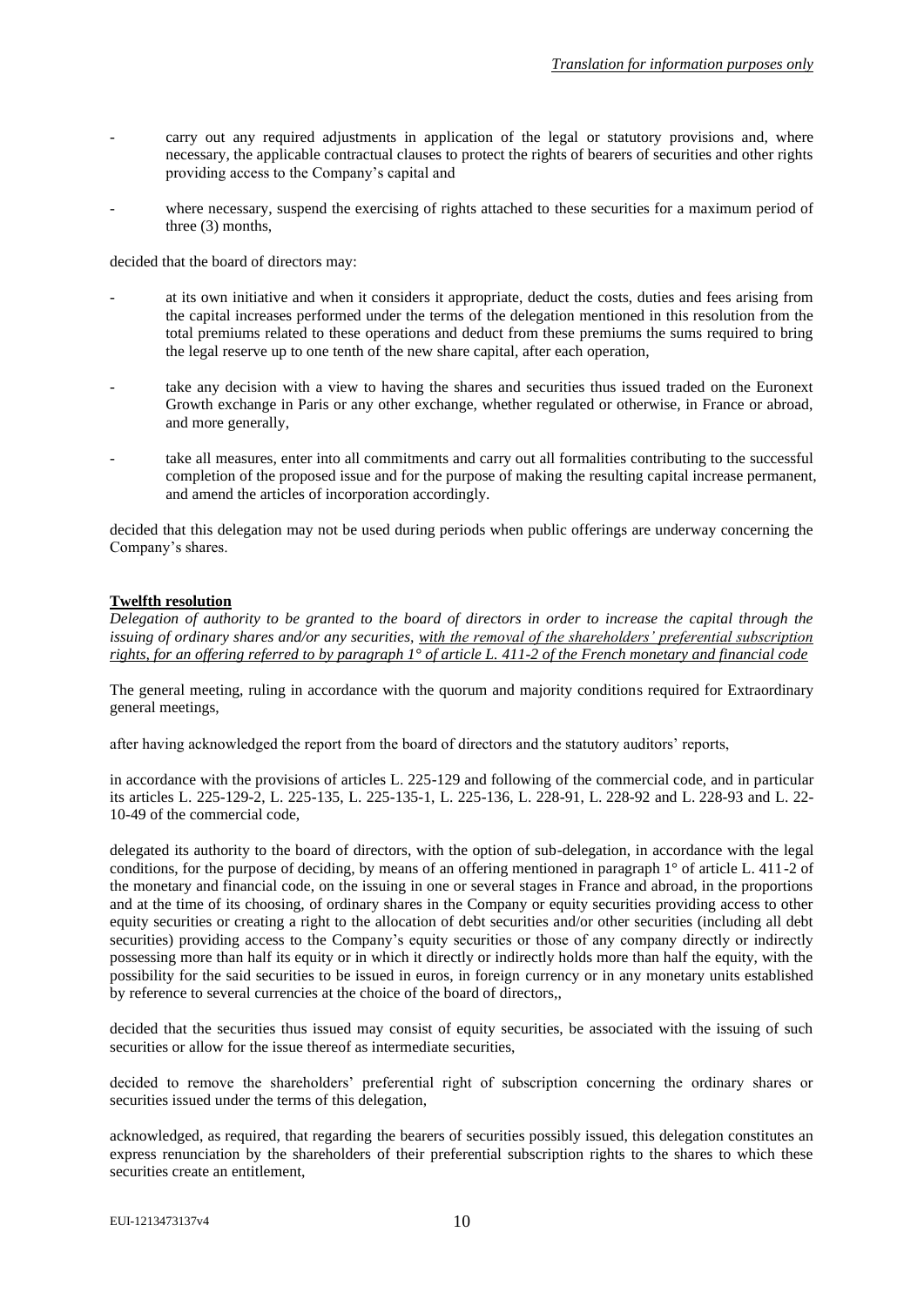- carry out any required adjustments in application of the legal or statutory provisions and, where necessary, the applicable contractual clauses to protect the rights of bearers of securities and other rights providing access to the Company's capital and
- where necessary, suspend the exercising of rights attached to these securities for a maximum period of three (3) months,

decided that the board of directors may:

- at its own initiative and when it considers it appropriate, deduct the costs, duties and fees arising from the capital increases performed under the terms of the delegation mentioned in this resolution from the total premiums related to these operations and deduct from these premiums the sums required to bring the legal reserve up to one tenth of the new share capital, after each operation,
- take any decision with a view to having the shares and securities thus issued traded on the Euronext Growth exchange in Paris or any other exchange, whether regulated or otherwise, in France or abroad, and more generally,
- take all measures, enter into all commitments and carry out all formalities contributing to the successful completion of the proposed issue and for the purpose of making the resulting capital increase permanent, and amend the articles of incorporation accordingly.

decided that this delegation may not be used during periods when public offerings are underway concerning the Company's shares.

**Twelfth resolution**

*Delegation of authority to be granted to the board of directors in order to increase the capital through the issuing of ordinary shares and/or any securities, with the removal of the shareholders' preferential subscription rights, for an offering referred to by paragraph 1° of article L. 411-2 of the French monetary and financial code*

The general meeting, ruling in accordance with the quorum and majority conditions required for Extraordinary general meetings,

after having acknowledged the report from the board of directors and the statutory auditors' reports,

in accordance with the provisions of articles L. 225-129 and following of the commercial code, and in particular its articles L. 225-129-2, L. 225-135, L. 225-135-1, L. 225-136, L. 228-91, L. 228-92 and L. 228-93 and L. 22-10-49 of the commercial code,

delegated its authority to the board of directors, with the option of sub-delegation, in accordance with the legal conditions, for the purpose of deciding, by means of an offering mentioned in paragraph 1° of article L. 411-2 of the monetary and financial code, on the issuing in one or several stages in France and abroad, in the proportions and at the time of its choosing, of ordinary shares in the Company or equity securities providing access to other equity securities or creating a right to the allocation of debt securities and/or other securities (including all debt securities) providing access to the Company's equity securities or those of any company directly or indirectly possessing more than half its equity or in which it directly or indirectly holds more than half the equity, with the possibility for the said securities to be issued in euros, in foreign currency or in any monetary units established by reference to several currencies at the choice of the board of directors,,

decided that the securities thus issued may consist of equity securities, be associated with the issuing of such securities or allow for the issue thereof as intermediate securities,

decided to remove the shareholders' preferential right of subscription concerning the ordinary shares or securities issued under the terms of this delegation,

acknowledged, as required, that regarding the bearers of securities possibly issued, this delegation constitutes an express renunciation by the shareholders of their preferential subscription rights to the shares to which these securities create an entitlement,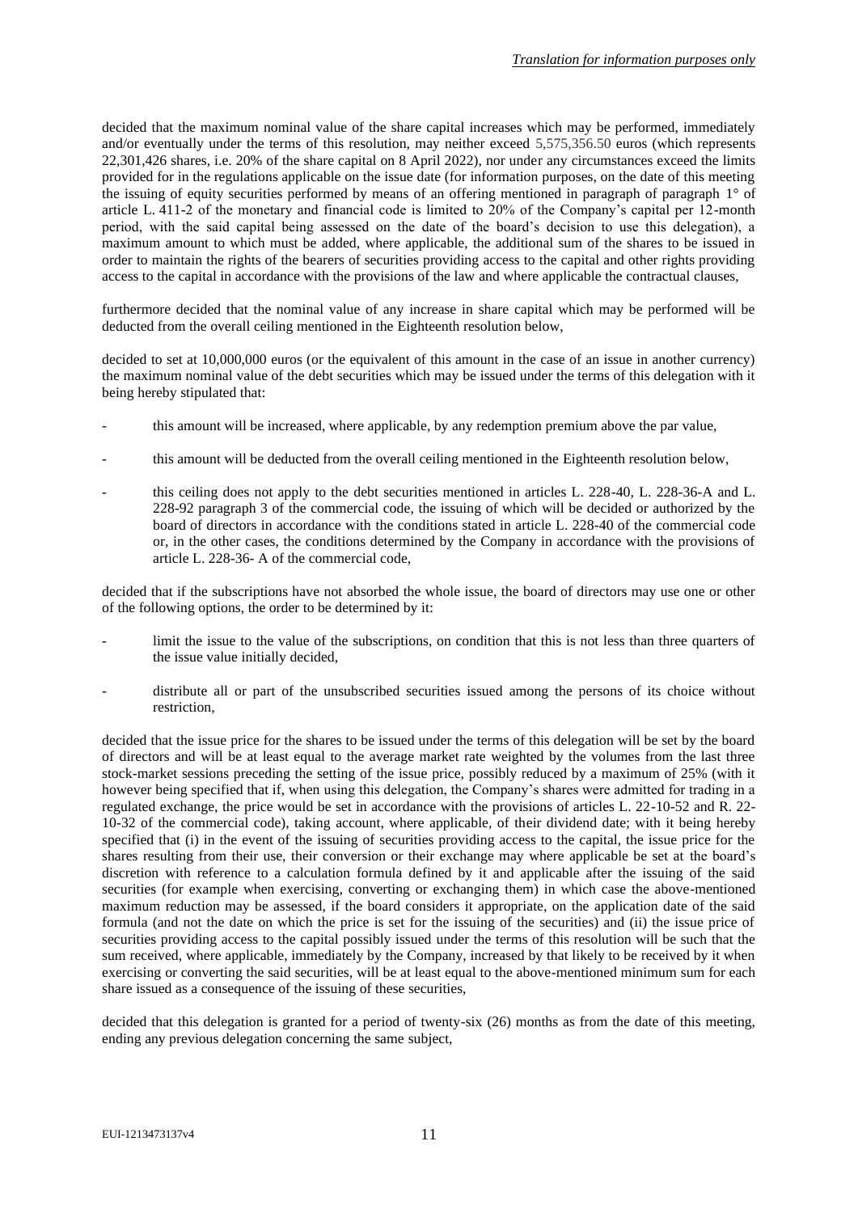decided that the maximum nominal value of the share capital increases which may be performed, immediately and/or eventually under the terms of this resolution, may neither exceed 5,575,356.50 euros (which represents 22,301,426 shares, i.e. 20% of the share capital on 8 April 2022), nor under any circumstances exceed the limits provided for in the regulations applicable on the issue date (for information purposes, on the date of this meeting the issuing of equity securities performed by means of an offering mentioned in paragraph of paragraph 1° of article L. 411-2 of the monetary and financial code is limited to 20% of the Company's capital per 12-month period, with the said capital being assessed on the date of the board's decision to use this delegation), a maximum amount to which must be added, where applicable, the additional sum of the shares to be issued in order to maintain the rights of the bearers of securities providing access to the capital and other rights providing access to the capital in accordance with the provisions of the law and where applicable the contractual clauses,

furthermore decided that the nominal value of any increase in share capital which may be performed will be deducted from the overall ceiling mentioned in the Eighteenth resolution below,

decided to set at 10,000,000 euros (or the equivalent of this amount in the case of an issue in another currency) the maximum nominal value of the debt securities which may be issued under the terms of this delegation with it being hereby stipulated that:

- this amount will be increased, where applicable, by any redemption premium above the par value,
- this amount will be deducted from the overall ceiling mentioned in the Eighteenth resolution below,
- this ceiling does not apply to the debt securities mentioned in articles L. 228-40, L. 228-36-A and L. 228-92 paragraph 3 of the commercial code, the issuing of which will be decided or authorized by the board of directors in accordance with the conditions stated in article L. 228-40 of the commercial code or, in the other cases, the conditions determined by the Company in accordance with the provisions of article L. 228-36- A of the commercial code,

decided that if the subscriptions have not absorbed the whole issue, the board of directors may use one or other of the following options, the order to be determined by it:

- limit the issue to the value of the subscriptions, on condition that this is not less than three quarters of the issue value initially decided,
- distribute all or part of the unsubscribed securities issued among the persons of its choice without restriction,

decided that the issue price for the shares to be issued under the terms of this delegation will be set by the board of directors and will be at least equal to the average market rate weighted by the volumes from the last three stock-market sessions preceding the setting of the issue price, possibly reduced by a maximum of 25% (with it however being specified that if, when using this delegation, the Company's shares were admitted for trading in a regulated exchange, the price would be set in accordance with the provisions of articles L. 22-10-52 and R. 22-10-32 of the commercial code), taking account, where applicable, of their dividend date; with it being hereby specified that (i) in the event of the issuing of securities providing access to the capital, the issue price for the shares resulting from their use, their conversion or their exchange may where applicable be set at the board's discretion with reference to a calculation formula defined by it and applicable after the issuing of the said securities (for example when exercising, converting or exchanging them) in which case the above-mentioned maximum reduction may be assessed, if the board considers it appropriate, on the application date of the said formula (and not the date on which the price is set for the issuing of the securities) and (ii) the issue price of securities providing access to the capital possibly issued under the terms of this resolution will be such that the sum received, where applicable, immediately by the Company, increased by that likely to be received by it when exercising or converting the said securities, will be at least equal to the above-mentioned minimum sum for each share issued as a consequence of the issuing of these securities,

decided that this delegation is granted for a period of twenty-six (26) months as from the date of this meeting, ending any previous delegation concerning the same subject,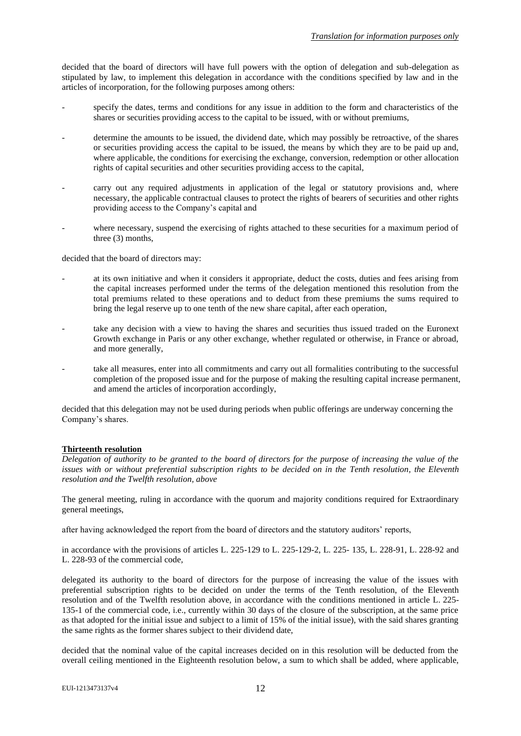decided that the board of directors will have full powers with the option of delegation and sub-delegation as stipulated by law, to implement this delegation in accordance with the conditions specified by law and in the articles of incorporation, for the following purposes among others:

- specify the dates, terms and conditions for any issue in addition to the form and characteristics of the shares or securities providing access to the capital to be issued, with or without premiums,
- determine the amounts to be issued, the dividend date, which may possibly be retroactive, of the shares or securities providing access the capital to be issued, the means by which they are to be paid up and, where applicable, the conditions for exercising the exchange, conversion, redemption or other allocation rights of capital securities and other securities providing access to the capital,
- carry out any required adjustments in application of the legal or statutory provisions and, where necessary, the applicable contractual clauses to protect the rights of bearers of securities and other rights providing access to the Company's capital and
- where necessary, suspend the exercising of rights attached to these securities for a maximum period of three (3) months,

decided that the board of directors may:

- at its own initiative and when it considers it appropriate, deduct the costs, duties and fees arising from the capital increases performed under the terms of the delegation mentioned this resolution from the total premiums related to these operations and to deduct from these premiums the sums required to bring the legal reserve up to one tenth of the new share capital, after each operation,
- take any decision with a view to having the shares and securities thus issued traded on the Euronext Growth exchange in Paris or any other exchange, whether regulated or otherwise, in France or abroad, and more generally,
- take all measures, enter into all commitments and carry out all formalities contributing to the successful completion of the proposed issue and for the purpose of making the resulting capital increase permanent, and amend the articles of incorporation accordingly,

decided that this delegation may not be used during periods when public offerings are underway concerning the Company's shares.

**Thirteenth resolution**

*Delegation of authority to be granted to the board of directors for the purpose of increasing the value of the issues with or without preferential subscription rights to be decided on in the Tenth resolution, the Eleventh resolution and the Twelfth resolution, above*

The general meeting, ruling in accordance with the quorum and majority conditions required for Extraordinary general meetings,

after having acknowledged the report from the board of directors and the statutory auditors' reports,

in accordance with the provisions of articles L. 225-129 to L. 225-129-2, L. 225- 135, L. 228-91, L. 228-92 and L. 228-93 of the commercial code,

delegated its authority to the board of directors for the purpose of increasing the value of the issues with preferential subscription rights to be decided on under the terms of the Tenth resolution, of the Eleventh resolution and of the Twelfth resolution above, in accordance with the conditions mentioned in article L. 225-135-1 of the commercial code, i.e., currently within 30 days of the closure of the subscription, at the same price as that adopted for the initial issue and subject to a limit of 15% of the initial issue), with the said shares granting the same rights as the former shares subject to their dividend date,

decided that the nominal value of the capital increases decided on in this resolution will be deducted from the overall ceiling mentioned in the Eighteenth resolution below, a sum to which shall be added, where applicable,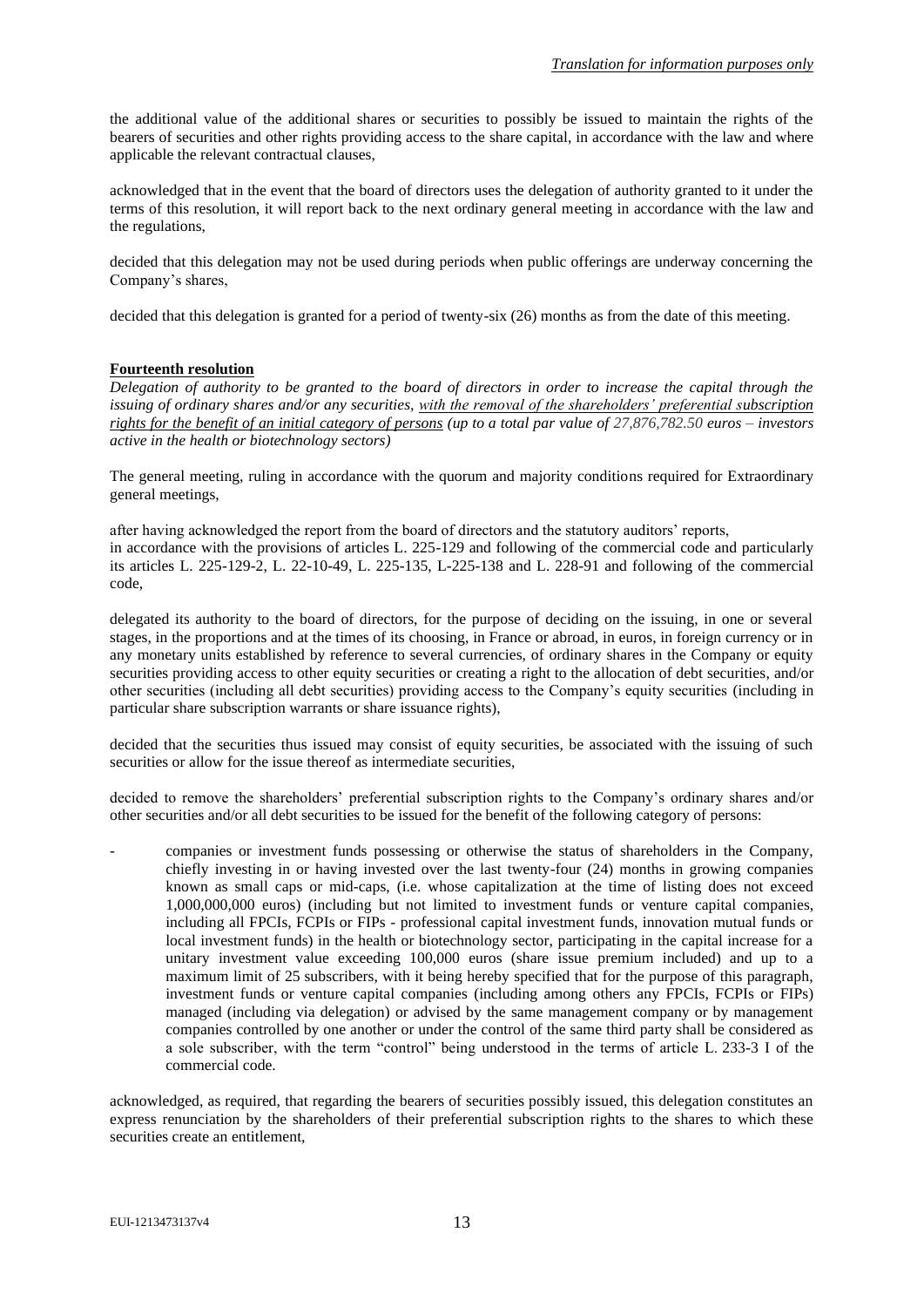the additional value of the additional shares or securities to possibly be issued to maintain the rights of the bearers of securities and other rights providing access to the share capital, in accordance with the law and where applicable the relevant contractual clauses,

acknowledged that in the event that the board of directors uses the delegation of authority granted to it under the terms of this resolution, it will report back to the next ordinary general meeting in accordance with the law and the regulations,

decided that this delegation may not be used during periods when public offerings are underway concerning the Company's shares,

decided that this delegation is granted for a period of twenty-six (26) months as from the date of this meeting.

**Fourteenth resolution**

*Delegation of authority to be granted to the board of directors in order to increase the capital through the issuing of ordinary shares and/or any securities, with the removal of the shareholders' preferential subscription rights for the benefit of an initial category of persons (up to a total par value of 27,876,782.50 euros – investors active in the health or biotechnology sectors)*

The general meeting, ruling in accordance with the quorum and majority conditions required for Extraordinary general meetings,

after having acknowledged the report from the board of directors and the statutory auditors' reports,
in accordance with the provisions of articles L. 225-129 and following of the commercial code and particularly its articles L. 225-129-2, L. 22-10-49, L. 225-135, L-225-138 and L. 228-91 and following of the commercial code,

delegated its authority to the board of directors, for the purpose of deciding on the issuing, in one or several stages, in the proportions and at the times of its choosing, in France or abroad, in euros, in foreign currency or in any monetary units established by reference to several currencies, of ordinary shares in the Company or equity securities providing access to other equity securities or creating a right to the allocation of debt securities, and/or other securities (including all debt securities) providing access to the Company's equity securities (including in particular share subscription warrants or share issuance rights),

decided that the securities thus issued may consist of equity securities, be associated with the issuing of such securities or allow for the issue thereof as intermediate securities,

decided to remove the shareholders' preferential subscription rights to the Company's ordinary shares and/or other securities and/or all debt securities to be issued for the benefit of the following category of persons:

- companies or investment funds possessing or otherwise the status of shareholders in the Company, chiefly investing in or having invested over the last twenty-four (24) months in growing companies known as small caps or mid-caps, (i.e. whose capitalization at the time of listing does not exceed 1,000,000,000 euros) (including but not limited to investment funds or venture capital companies, including all FPCIs, FCPIs or FIPs - professional capital investment funds, innovation mutual funds or local investment funds) in the health or biotechnology sector, participating in the capital increase for a unitary investment value exceeding 100,000 euros (share issue premium included) and up to a maximum limit of 25 subscribers, with it being hereby specified that for the purpose of this paragraph, investment funds or venture capital companies (including among others any FPCIs, FCPIs or FIPs) managed (including via delegation) or advised by the same management company or by management companies controlled by one another or under the control of the same third party shall be considered as a sole subscriber, with the term "control" being understood in the terms of article L. 233-3 I of the commercial code.

acknowledged, as required, that regarding the bearers of securities possibly issued, this delegation constitutes an express renunciation by the shareholders of their preferential subscription rights to the shares to which these securities create an entitlement,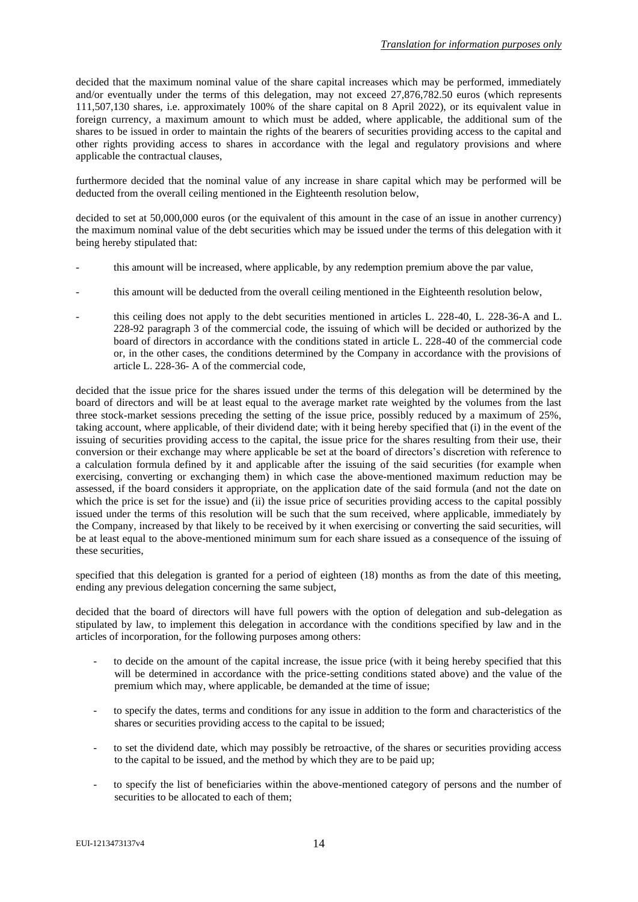decided that the maximum nominal value of the share capital increases which may be performed, immediately and/or eventually under the terms of this delegation, may not exceed 27,876,782.50 euros (which represents 111,507,130 shares, i.e. approximately 100% of the share capital on 8 April 2022), or its equivalent value in foreign currency, a maximum amount to which must be added, where applicable, the additional sum of the shares to be issued in order to maintain the rights of the bearers of securities providing access to the capital and other rights providing access to shares in accordance with the legal and regulatory provisions and where applicable the contractual clauses,

furthermore decided that the nominal value of any increase in share capital which may be performed will be deducted from the overall ceiling mentioned in the Eighteenth resolution below,

decided to set at 50,000,000 euros (or the equivalent of this amount in the case of an issue in another currency) the maximum nominal value of the debt securities which may be issued under the terms of this delegation with it being hereby stipulated that:

- this amount will be increased, where applicable, by any redemption premium above the par value,
- this amount will be deducted from the overall ceiling mentioned in the Eighteenth resolution below,
- this ceiling does not apply to the debt securities mentioned in articles L. 228-40, L. 228-36-A and L. 228-92 paragraph 3 of the commercial code, the issuing of which will be decided or authorized by the board of directors in accordance with the conditions stated in article L. 228-40 of the commercial code or, in the other cases, the conditions determined by the Company in accordance with the provisions of article L. 228-36- A of the commercial code,

decided that the issue price for the shares issued under the terms of this delegation will be determined by the board of directors and will be at least equal to the average market rate weighted by the volumes from the last three stock-market sessions preceding the setting of the issue price, possibly reduced by a maximum of 25%, taking account, where applicable, of their dividend date; with it being hereby specified that (i) in the event of the issuing of securities providing access to the capital, the issue price for the shares resulting from their use, their conversion or their exchange may where applicable be set at the board of directors's discretion with reference to a calculation formula defined by it and applicable after the issuing of the said securities (for example when exercising, converting or exchanging them) in which case the above-mentioned maximum reduction may be assessed, if the board considers it appropriate, on the application date of the said formula (and not the date on which the price is set for the issue) and (ii) the issue price of securities providing access to the capital possibly issued under the terms of this resolution will be such that the sum received, where applicable, immediately by the Company, increased by that likely to be received by it when exercising or converting the said securities, will be at least equal to the above-mentioned minimum sum for each share issued as a consequence of the issuing of these securities,

specified that this delegation is granted for a period of eighteen (18) months as from the date of this meeting, ending any previous delegation concerning the same subject,

decided that the board of directors will have full powers with the option of delegation and sub-delegation as stipulated by law, to implement this delegation in accordance with the conditions specified by law and in the articles of incorporation, for the following purposes among others:

- to decide on the amount of the capital increase, the issue price (with it being hereby specified that this will be determined in accordance with the price-setting conditions stated above) and the value of the premium which may, where applicable, be demanded at the time of issue;
- to specify the dates, terms and conditions for any issue in addition to the form and characteristics of the shares or securities providing access to the capital to be issued;
- to set the dividend date, which may possibly be retroactive, of the shares or securities providing access to the capital to be issued, and the method by which they are to be paid up;
- to specify the list of beneficiaries within the above-mentioned category of persons and the number of securities to be allocated to each of them;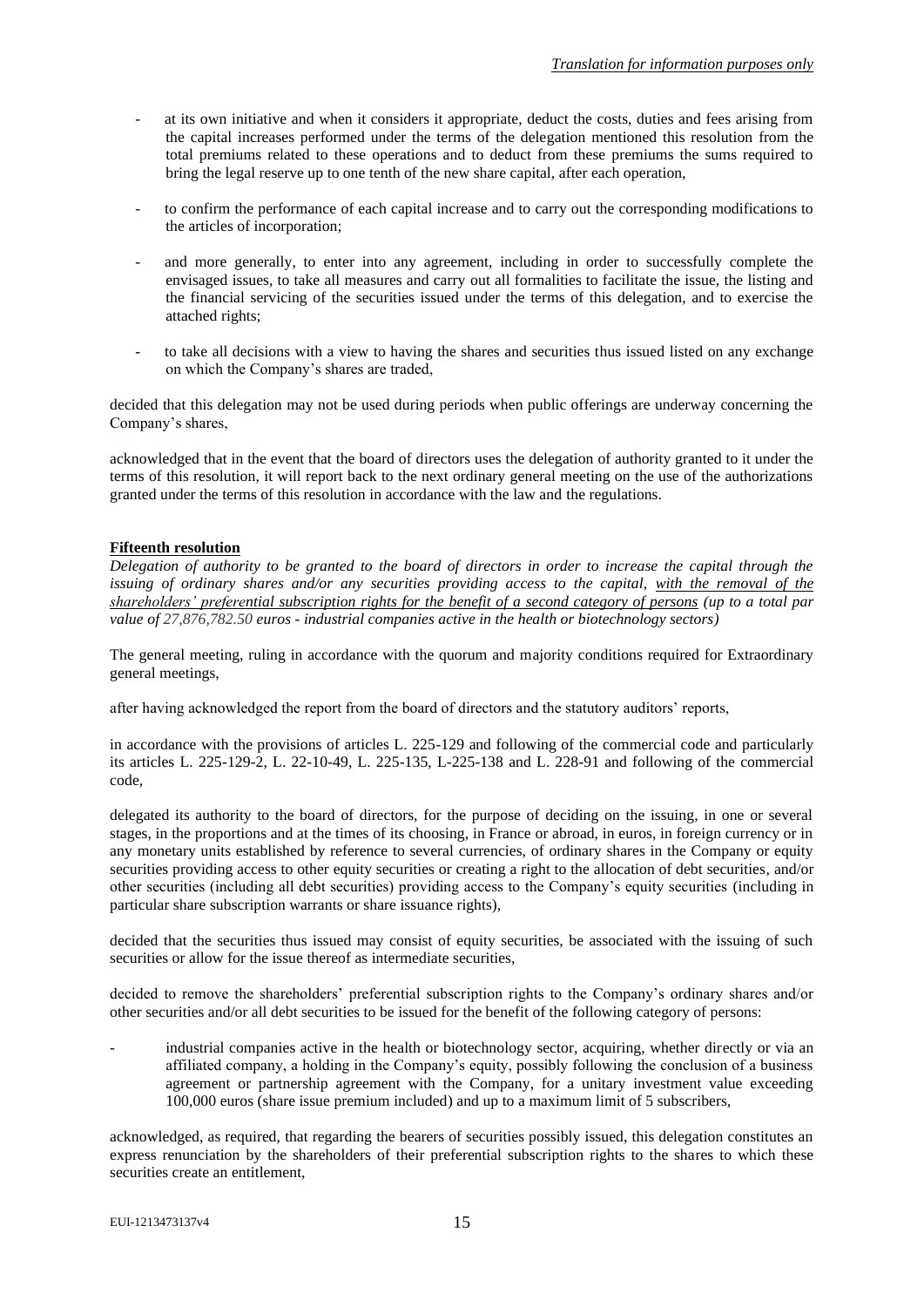- at its own initiative and when it considers it appropriate, deduct the costs, duties and fees arising from the capital increases performed under the terms of the delegation mentioned this resolution from the total premiums related to these operations and to deduct from these premiums the sums required to bring the legal reserve up to one tenth of the new share capital, after each operation,

- to confirm the performance of each capital increase and to carry out the corresponding modifications to the articles of incorporation;

- and more generally, to enter into any agreement, including in order to successfully complete the envisaged issues, to take all measures and carry out all formalities to facilitate the issue, the listing and the financial servicing of the securities issued under the terms of this delegation, and to exercise the attached rights;

- to take all decisions with a view to having the shares and securities thus issued listed on any exchange on which the Company's shares are traded,

decided that this delegation may not be used during periods when public offerings are underway concerning the Company's shares,

acknowledged that in the event that the board of directors uses the delegation of authority granted to it under the terms of this resolution, it will report back to the next ordinary general meeting on the use of the authorizations granted under the terms of this resolution in accordance with the law and the regulations.

**Fifteenth resolution**

*Delegation of authority to be granted to the board of directors in order to increase the capital through the issuing of ordinary shares and/or any securities providing access to the capital, with the removal of the shareholders' preferential subscription rights for the benefit of a second category of persons (up to a total par value of 27,876,782.50 euros - industrial companies active in the health or biotechnology sectors)*

The general meeting, ruling in accordance with the quorum and majority conditions required for Extraordinary general meetings,

after having acknowledged the report from the board of directors and the statutory auditors' reports,

in accordance with the provisions of articles L. 225-129 and following of the commercial code and particularly its articles L. 225-129-2, L. 22-10-49, L. 225-135, L-225-138 and L. 228-91 and following of the commercial code,

delegated its authority to the board of directors, for the purpose of deciding on the issuing, in one or several stages, in the proportions and at the times of its choosing, in France or abroad, in euros, in foreign currency or in any monetary units established by reference to several currencies, of ordinary shares in the Company or equity securities providing access to other equity securities or creating a right to the allocation of debt securities, and/or other securities (including all debt securities) providing access to the Company's equity securities (including in particular share subscription warrants or share issuance rights),

decided that the securities thus issued may consist of equity securities, be associated with the issuing of such securities or allow for the issue thereof as intermediate securities,

decided to remove the shareholders' preferential subscription rights to the Company's ordinary shares and/or other securities and/or all debt securities to be issued for the benefit of the following category of persons:

- industrial companies active in the health or biotechnology sector, acquiring, whether directly or via an affiliated company, a holding in the Company's equity, possibly following the conclusion of a business agreement or partnership agreement with the Company, for a unitary investment value exceeding 100,000 euros (share issue premium included) and up to a maximum limit of 5 subscribers,

acknowledged, as required, that regarding the bearers of securities possibly issued, this delegation constitutes an express renunciation by the shareholders of their preferential subscription rights to the shares to which these securities create an entitlement,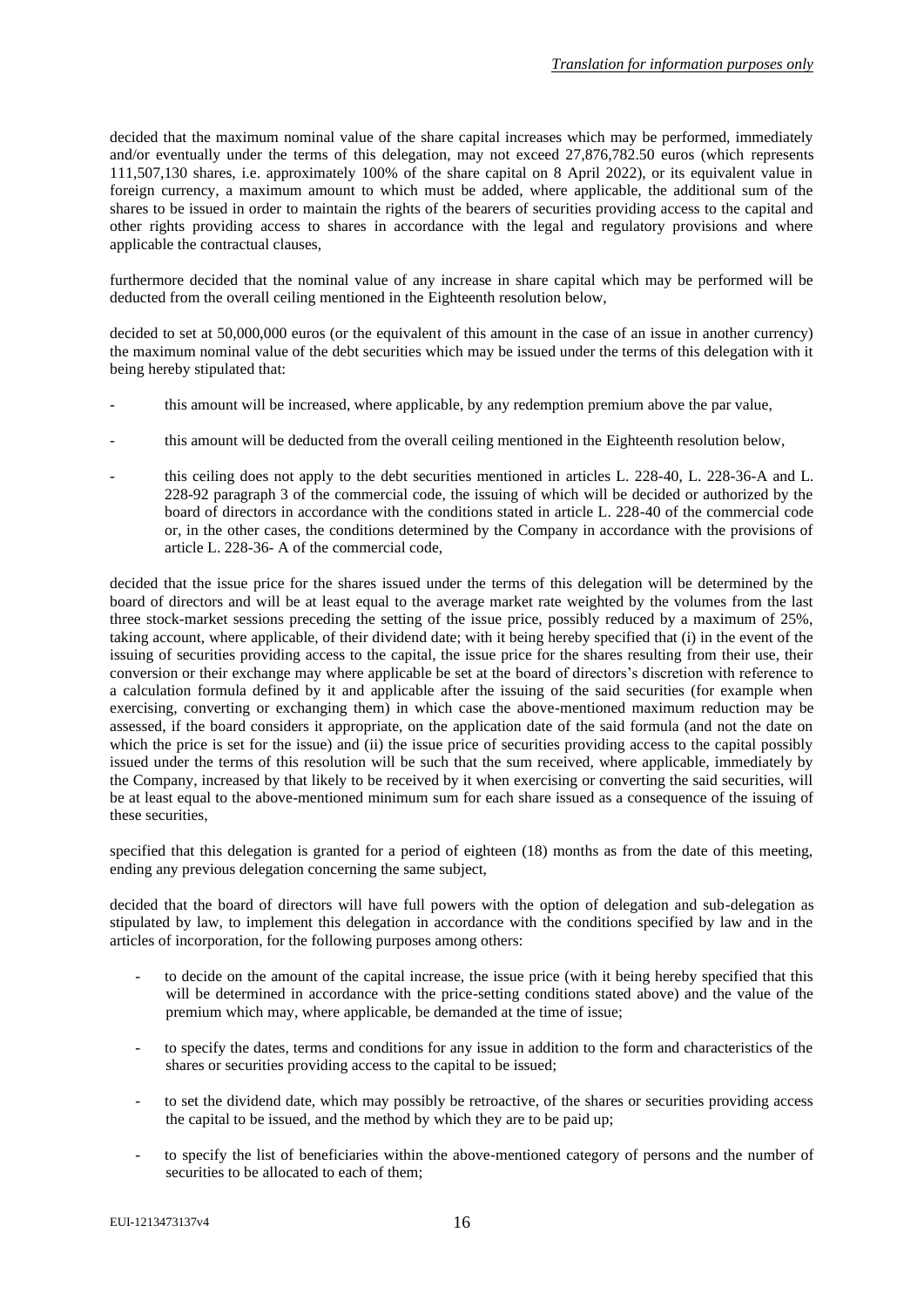decided that the maximum nominal value of the share capital increases which may be performed, immediately and/or eventually under the terms of this delegation, may not exceed 27,876,782.50 euros (which represents 111,507,130 shares, i.e. approximately 100% of the share capital on 8 April 2022), or its equivalent value in foreign currency, a maximum amount to which must be added, where applicable, the additional sum of the shares to be issued in order to maintain the rights of the bearers of securities providing access to the capital and other rights providing access to shares in accordance with the legal and regulatory provisions and where applicable the contractual clauses,

furthermore decided that the nominal value of any increase in share capital which may be performed will be deducted from the overall ceiling mentioned in the Eighteenth resolution below,

decided to set at 50,000,000 euros (or the equivalent of this amount in the case of an issue in another currency) the maximum nominal value of the debt securities which may be issued under the terms of this delegation with it being hereby stipulated that:

- this amount will be increased, where applicable, by any redemption premium above the par value,
- this amount will be deducted from the overall ceiling mentioned in the Eighteenth resolution below,
- this ceiling does not apply to the debt securities mentioned in articles L. 228-40, L. 228-36-A and L. 228-92 paragraph 3 of the commercial code, the issuing of which will be decided or authorized by the board of directors in accordance with the conditions stated in article L. 228-40 of the commercial code or, in the other cases, the conditions determined by the Company in accordance with the provisions of article L. 228-36- A of the commercial code,

decided that the issue price for the shares issued under the terms of this delegation will be determined by the board of directors and will be at least equal to the average market rate weighted by the volumes from the last three stock-market sessions preceding the setting of the issue price, possibly reduced by a maximum of 25%, taking account, where applicable, of their dividend date; with it being hereby specified that (i) in the event of the issuing of securities providing access to the capital, the issue price for the shares resulting from their use, their conversion or their exchange may where applicable be set at the board of directors's discretion with reference to a calculation formula defined by it and applicable after the issuing of the said securities (for example when exercising, converting or exchanging them) in which case the above-mentioned maximum reduction may be assessed, if the board considers it appropriate, on the application date of the said formula (and not the date on which the price is set for the issue) and (ii) the issue price of securities providing access to the capital possibly issued under the terms of this resolution will be such that the sum received, where applicable, immediately by the Company, increased by that likely to be received by it when exercising or converting the said securities, will be at least equal to the above-mentioned minimum sum for each share issued as a consequence of the issuing of these securities,

specified that this delegation is granted for a period of eighteen (18) months as from the date of this meeting, ending any previous delegation concerning the same subject,

decided that the board of directors will have full powers with the option of delegation and sub-delegation as stipulated by law, to implement this delegation in accordance with the conditions specified by law and in the articles of incorporation, for the following purposes among others:

- to decide on the amount of the capital increase, the issue price (with it being hereby specified that this will be determined in accordance with the price-setting conditions stated above) and the value of the premium which may, where applicable, be demanded at the time of issue;
- to specify the dates, terms and conditions for any issue in addition to the form and characteristics of the shares or securities providing access to the capital to be issued;
- to set the dividend date, which may possibly be retroactive, of the shares or securities providing access the capital to be issued, and the method by which they are to be paid up;
- to specify the list of beneficiaries within the above-mentioned category of persons and the number of securities to be allocated to each of them;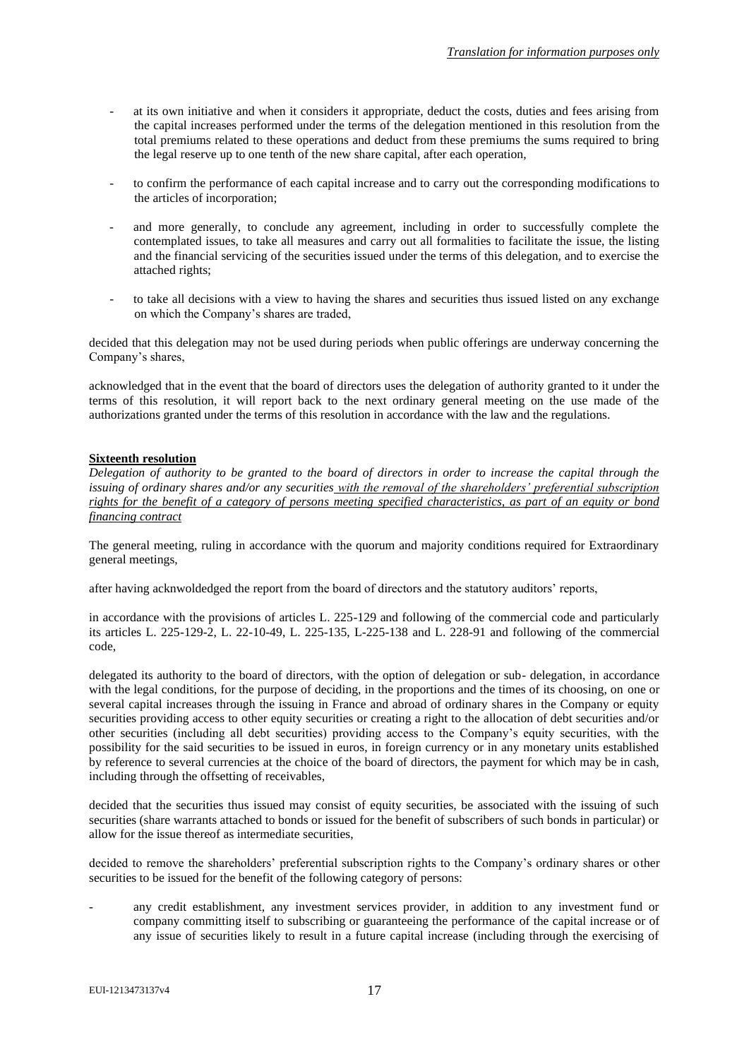- at its own initiative and when it considers it appropriate, deduct the costs, duties and fees arising from the capital increases performed under the terms of the delegation mentioned in this resolution from the total premiums related to these operations and deduct from these premiums the sums required to bring the legal reserve up to one tenth of the new share capital, after each operation,

- to confirm the performance of each capital increase and to carry out the corresponding modifications to the articles of incorporation;

- and more generally, to conclude any agreement, including in order to successfully complete the contemplated issues, to take all measures and carry out all formalities to facilitate the issue, the listing and the financial servicing of the securities issued under the terms of this delegation, and to exercise the attached rights;

- to take all decisions with a view to having the shares and securities thus issued listed on any exchange on which the Company's shares are traded,

decided that this delegation may not be used during periods when public offerings are underway concerning the Company's shares,

acknowledged that in the event that the board of directors uses the delegation of authority granted to it under the terms of this resolution, it will report back to the next ordinary general meeting on the use made of the authorizations granted under the terms of this resolution in accordance with the law and the regulations.

**Sixteenth resolution**

*Delegation of authority to be granted to the board of directors in order to increase the capital through the issuing of ordinary shares and/or any securities with the removal of the shareholders' preferential subscription rights for the benefit of a category of persons meeting specified characteristics, as part of an equity or bond financing contract*

The general meeting, ruling in accordance with the quorum and majority conditions required for Extraordinary general meetings,

after having acknwoldedged the report from the board of directors and the statutory auditors' reports,

in accordance with the provisions of articles L. 225-129 and following of the commercial code and particularly its articles L. 225-129-2, L. 22-10-49, L. 225-135, L-225-138 and L. 228-91 and following of the commercial code,

delegated its authority to the board of directors, with the option of delegation or sub- delegation, in accordance with the legal conditions, for the purpose of deciding, in the proportions and the times of its choosing, on one or several capital increases through the issuing in France and abroad of ordinary shares in the Company or equity securities providing access to other equity securities or creating a right to the allocation of debt securities and/or other securities (including all debt securities) providing access to the Company's equity securities, with the possibility for the said securities to be issued in euros, in foreign currency or in any monetary units established by reference to several currencies at the choice of the board of directors, the payment for which may be in cash, including through the offsetting of receivables,

decided that the securities thus issued may consist of equity securities, be associated with the issuing of such securities (share warrants attached to bonds or issued for the benefit of subscribers of such bonds in particular) or allow for the issue thereof as intermediate securities,

decided to remove the shareholders' preferential subscription rights to the Company's ordinary shares or other securities to be issued for the benefit of the following category of persons:

- any credit establishment, any investment services provider, in addition to any investment fund or company committing itself to subscribing or guaranteeing the performance of the capital increase or of any issue of securities likely to result in a future capital increase (including through the exercising of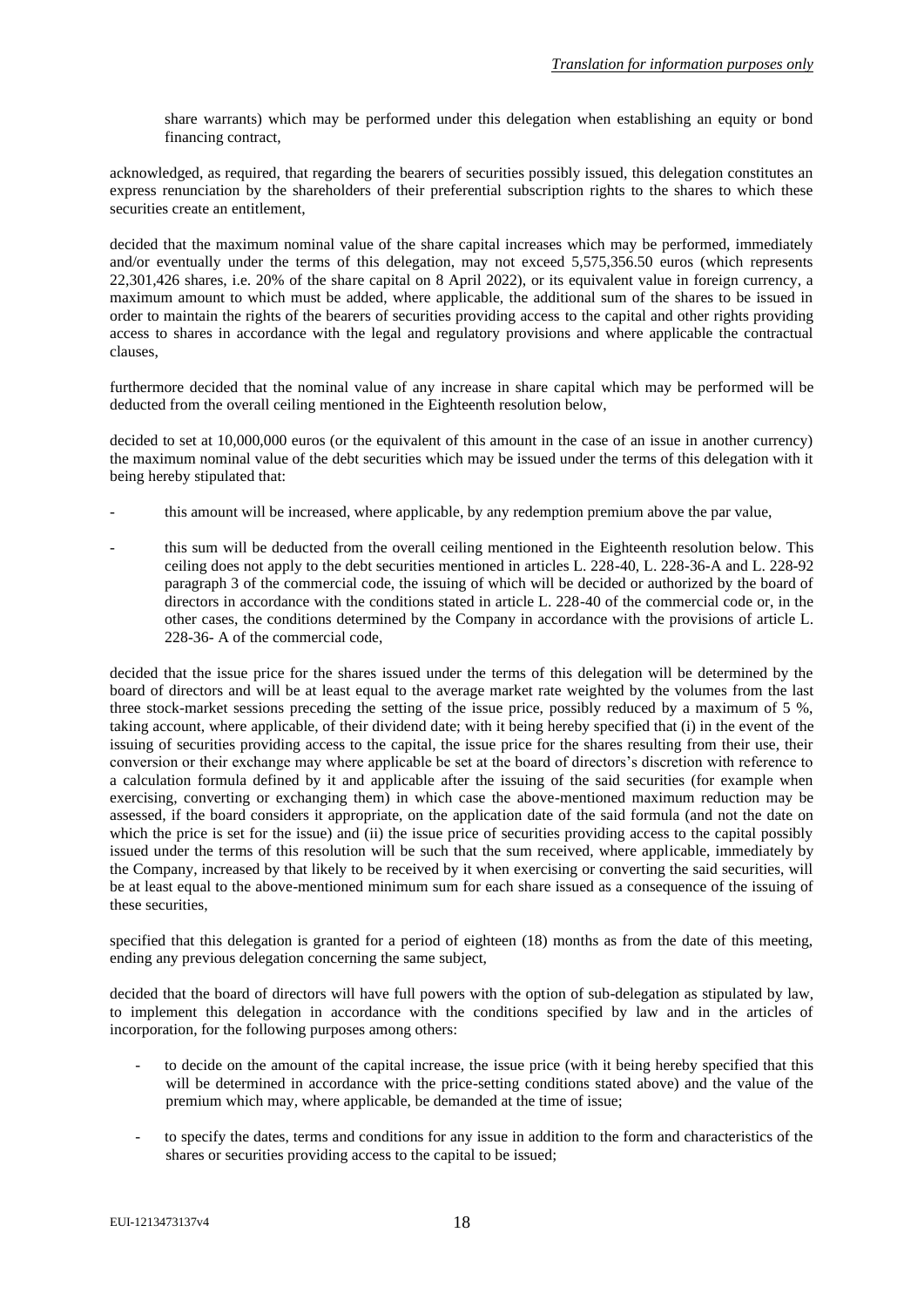share warrants) which may be performed under this delegation when establishing an equity or bond financing contract,

acknowledged, as required, that regarding the bearers of securities possibly issued, this delegation constitutes an express renunciation by the shareholders of their preferential subscription rights to the shares to which these securities create an entitlement,

decided that the maximum nominal value of the share capital increases which may be performed, immediately and/or eventually under the terms of this delegation, may not exceed 5,575,356.50 euros (which represents 22,301,426 shares, i.e. 20% of the share capital on 8 April 2022), or its equivalent value in foreign currency, a maximum amount to which must be added, where applicable, the additional sum of the shares to be issued in order to maintain the rights of the bearers of securities providing access to the capital and other rights providing access to shares in accordance with the legal and regulatory provisions and where applicable the contractual clauses,

furthermore decided that the nominal value of any increase in share capital which may be performed will be deducted from the overall ceiling mentioned in the Eighteenth resolution below,

decided to set at 10,000,000 euros (or the equivalent of this amount in the case of an issue in another currency) the maximum nominal value of the debt securities which may be issued under the terms of this delegation with it being hereby stipulated that:

- this amount will be increased, where applicable, by any redemption premium above the par value,
- this sum will be deducted from the overall ceiling mentioned in the Eighteenth resolution below. This ceiling does not apply to the debt securities mentioned in articles L. 228-40, L. 228-36-A and L. 228-92 paragraph 3 of the commercial code, the issuing of which will be decided or authorized by the board of directors in accordance with the conditions stated in article L. 228-40 of the commercial code or, in the other cases, the conditions determined by the Company in accordance with the provisions of article L. 228-36- A of the commercial code,

decided that the issue price for the shares issued under the terms of this delegation will be determined by the board of directors and will be at least equal to the average market rate weighted by the volumes from the last three stock-market sessions preceding the setting of the issue price, possibly reduced by a maximum of 5 %, taking account, where applicable, of their dividend date; with it being hereby specified that (i) in the event of the issuing of securities providing access to the capital, the issue price for the shares resulting from their use, their conversion or their exchange may where applicable be set at the board of directors's discretion with reference to a calculation formula defined by it and applicable after the issuing of the said securities (for example when exercising, converting or exchanging them) in which case the above-mentioned maximum reduction may be assessed, if the board considers it appropriate, on the application date of the said formula (and not the date on which the price is set for the issue) and (ii) the issue price of securities providing access to the capital possibly issued under the terms of this resolution will be such that the sum received, where applicable, immediately by the Company, increased by that likely to be received by it when exercising or converting the said securities, will be at least equal to the above-mentioned minimum sum for each share issued as a consequence of the issuing of these securities,

specified that this delegation is granted for a period of eighteen (18) months as from the date of this meeting, ending any previous delegation concerning the same subject,

decided that the board of directors will have full powers with the option of sub-delegation as stipulated by law, to implement this delegation in accordance with the conditions specified by law and in the articles of incorporation, for the following purposes among others:

- to decide on the amount of the capital increase, the issue price (with it being hereby specified that this will be determined in accordance with the price-setting conditions stated above) and the value of the premium which may, where applicable, be demanded at the time of issue;
- to specify the dates, terms and conditions for any issue in addition to the form and characteristics of the shares or securities providing access to the capital to be issued;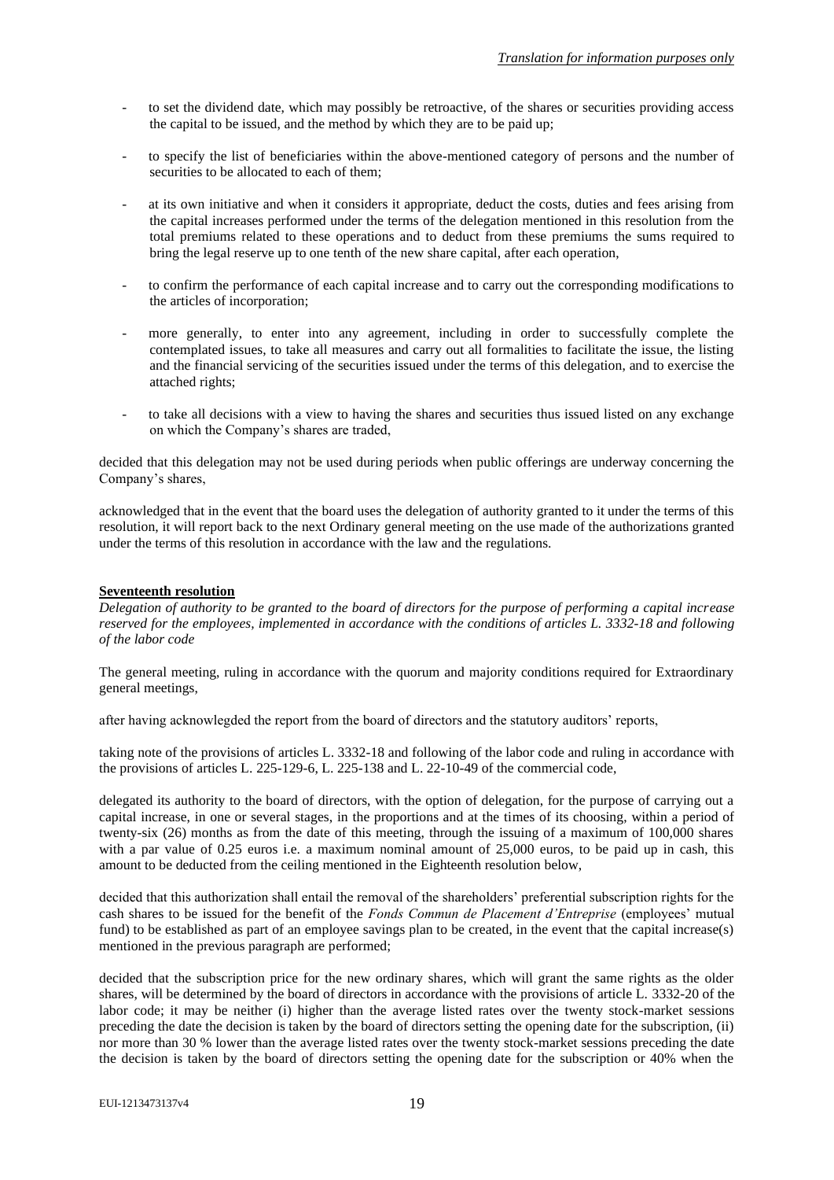- to set the dividend date, which may possibly be retroactive, of the shares or securities providing access the capital to be issued, and the method by which they are to be paid up;
- to specify the list of beneficiaries within the above-mentioned category of persons and the number of securities to be allocated to each of them;
- at its own initiative and when it considers it appropriate, deduct the costs, duties and fees arising from the capital increases performed under the terms of the delegation mentioned in this resolution from the total premiums related to these operations and to deduct from these premiums the sums required to bring the legal reserve up to one tenth of the new share capital, after each operation,
- to confirm the performance of each capital increase and to carry out the corresponding modifications to the articles of incorporation;
- more generally, to enter into any agreement, including in order to successfully complete the contemplated issues, to take all measures and carry out all formalities to facilitate the issue, the listing and the financial servicing of the securities issued under the terms of this delegation, and to exercise the attached rights;
- to take all decisions with a view to having the shares and securities thus issued listed on any exchange on which the Company's shares are traded,

decided that this delegation may not be used during periods when public offerings are underway concerning the Company's shares,

acknowledged that in the event that the board uses the delegation of authority granted to it under the terms of this resolution, it will report back to the next Ordinary general meeting on the use made of the authorizations granted under the terms of this resolution in accordance with the law and the regulations.

**Seventeenth resolution**

*Delegation of authority to be granted to the board of directors for the purpose of performing a capital increase reserved for the employees, implemented in accordance with the conditions of articles L. 3332-18 and following of the labor code*

The general meeting, ruling in accordance with the quorum and majority conditions required for Extraordinary general meetings,

after having acknowlegded the report from the board of directors and the statutory auditors' reports,

taking note of the provisions of articles L. 3332-18 and following of the labor code and ruling in accordance with the provisions of articles L. 225-129-6, L. 225-138 and L. 22-10-49 of the commercial code,

delegated its authority to the board of directors, with the option of delegation, for the purpose of carrying out a capital increase, in one or several stages, in the proportions and at the times of its choosing, within a period of twenty-six (26) months as from the date of this meeting, through the issuing of a maximum of 100,000 shares with a par value of 0.25 euros i.e. a maximum nominal amount of 25,000 euros, to be paid up in cash, this amount to be deducted from the ceiling mentioned in the Eighteenth resolution below,

decided that this authorization shall entail the removal of the shareholders' preferential subscription rights for the cash shares to be issued for the benefit of the *Fonds Commun de Placement d'Entreprise* (employees' mutual fund) to be established as part of an employee savings plan to be created, in the event that the capital increase(s) mentioned in the previous paragraph are performed;

decided that the subscription price for the new ordinary shares, which will grant the same rights as the older shares, will be determined by the board of directors in accordance with the provisions of article L. 3332-20 of the labor code; it may be neither (i) higher than the average listed rates over the twenty stock-market sessions preceding the date the decision is taken by the board of directors setting the opening date for the subscription, (ii) nor more than 30 % lower than the average listed rates over the twenty stock-market sessions preceding the date the decision is taken by the board of directors setting the opening date for the subscription or 40% when the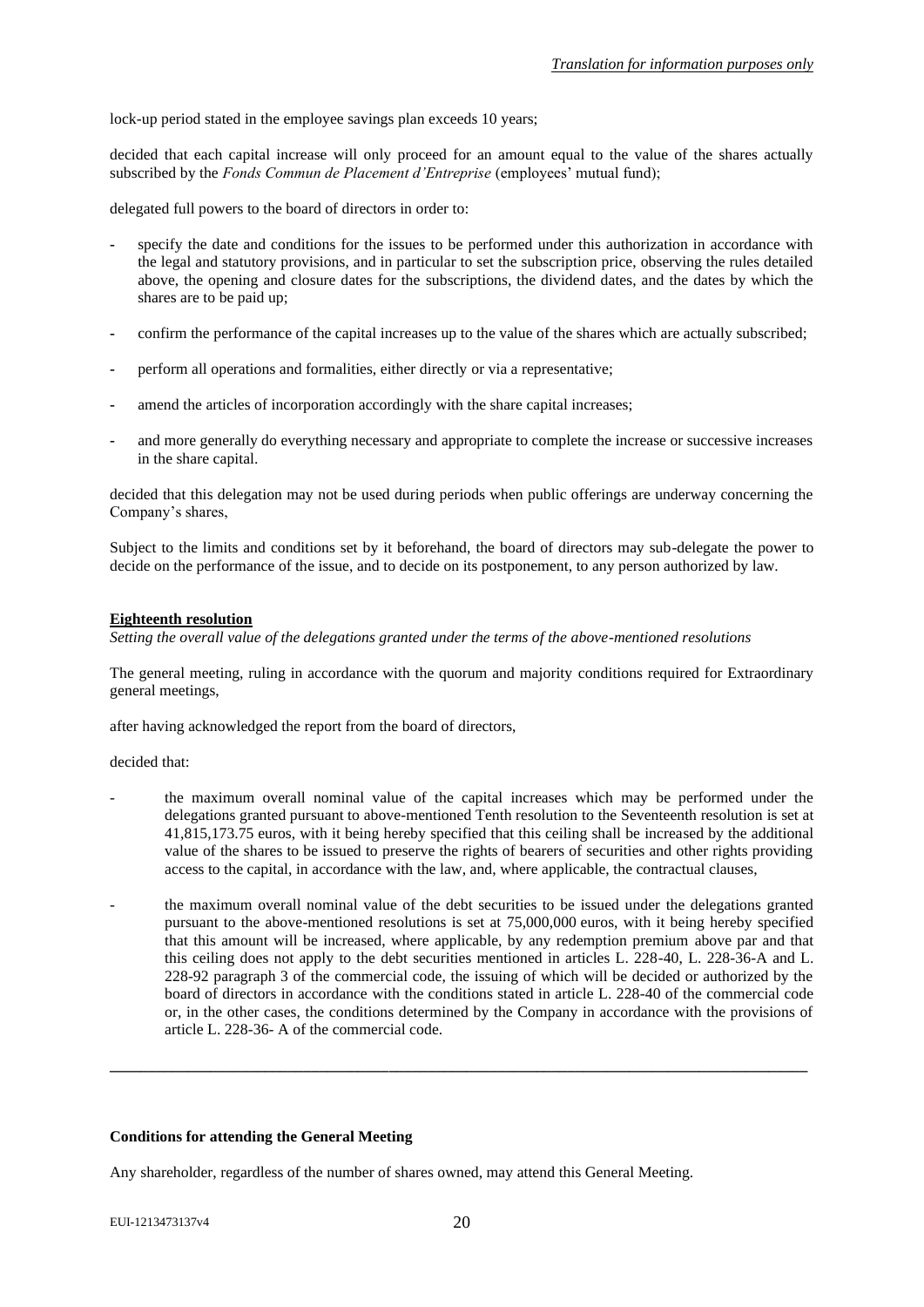lock-up period stated in the employee savings plan exceeds 10 years;

decided that each capital increase will only proceed for an amount equal to the value of the shares actually subscribed by the *Fonds Commun de Placement d'Entreprise* (employees' mutual fund);

delegated full powers to the board of directors in order to:

- specify the date and conditions for the issues to be performed under this authorization in accordance with the legal and statutory provisions, and in particular to set the subscription price, observing the rules detailed above, the opening and closure dates for the subscriptions, the dividend dates, and the dates by which the shares are to be paid up;
- confirm the performance of the capital increases up to the value of the shares which are actually subscribed;
- perform all operations and formalities, either directly or via a representative;
- amend the articles of incorporation accordingly with the share capital increases;
- and more generally do everything necessary and appropriate to complete the increase or successive increases in the share capital.

decided that this delegation may not be used during periods when public offerings are underway concerning the Company's shares,

Subject to the limits and conditions set by it beforehand, the board of directors may sub-delegate the power to decide on the performance of the issue, and to decide on its postponement, to any person authorized by law.

**Eighteenth resolution**

*Setting the overall value of the delegations granted under the terms of the above-mentioned resolutions*

The general meeting, ruling in accordance with the quorum and majority conditions required for Extraordinary general meetings,

after having acknowledged the report from the board of directors,

decided that:

- the maximum overall nominal value of the capital increases which may be performed under the delegations granted pursuant to above-mentioned Tenth resolution to the Seventeenth resolution is set at 41,815,173.75 euros, with it being hereby specified that this ceiling shall be increased by the additional value of the shares to be issued to preserve the rights of bearers of securities and other rights providing access to the capital, in accordance with the law, and, where applicable, the contractual clauses,
- the maximum overall nominal value of the debt securities to be issued under the delegations granted pursuant to the above-mentioned resolutions is set at 75,000,000 euros, with it being hereby specified that this amount will be increased, where applicable, by any redemption premium above par and that this ceiling does not apply to the debt securities mentioned in articles L. 228-40, L. 228-36-A and L. 228-92 paragraph 3 of the commercial code, the issuing of which will be decided or authorized by the board of directors in accordance with the conditions stated in article L. 228-40 of the commercial code or, in the other cases, the conditions determined by the Company in accordance with the provisions of article L. 228-36- A of the commercial code.

---

**Conditions for attending the General Meeting**

Any shareholder, regardless of the number of shares owned, may attend this General Meeting.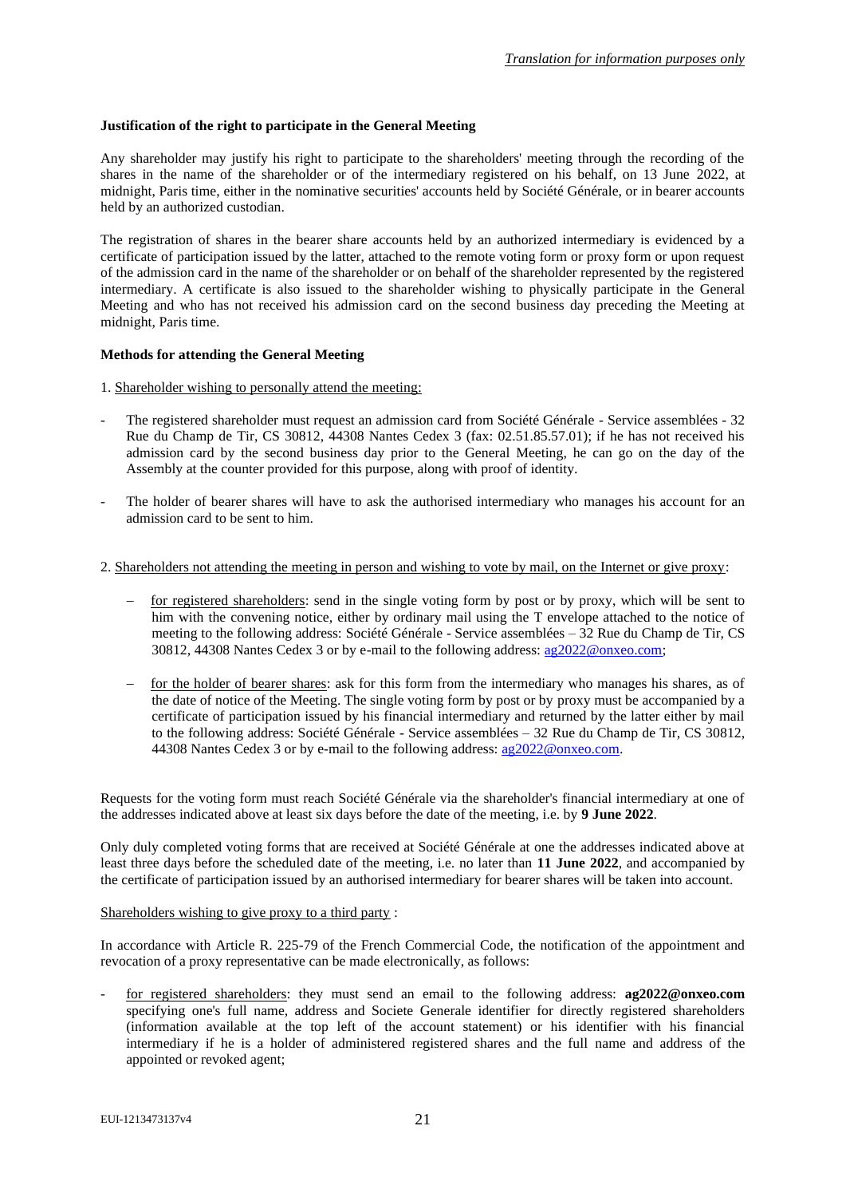**Justification of the right to participate in the General Meeting**

Any shareholder may justify his right to participate to the shareholders' meeting through the recording of the shares in the name of the shareholder or of the intermediary registered on his behalf, on 13 June 2022, at midnight, Paris time, either in the nominative securities' accounts held by Société Générale, or in bearer accounts held by an authorized custodian.

The registration of shares in the bearer share accounts held by an authorized intermediary is evidenced by a certificate of participation issued by the latter, attached to the remote voting form or proxy form or upon request of the admission card in the name of the shareholder or on behalf of the shareholder represented by the registered intermediary. A certificate is also issued to the shareholder wishing to physically participate in the General Meeting and who has not received his admission card on the second business day preceding the Meeting at midnight, Paris time.

**Methods for attending the General Meeting**

1. Shareholder wishing to personally attend the meeting:

- The registered shareholder must request an admission card from Société Générale - Service assemblées - 32 Rue du Champ de Tir, CS 30812, 44308 Nantes Cedex 3 (fax: 02.51.85.57.01); if he has not received his admission card by the second business day prior to the General Meeting, he can go on the day of the Assembly at the counter provided for this purpose, along with proof of identity.
- The holder of bearer shares will have to ask the authorised intermediary who manages his account for an admission card to be sent to him.

2. Shareholders not attending the meeting in person and wishing to vote by mail, on the Internet or give proxy:

- for registered shareholders: send in the single voting form by post or by proxy, which will be sent to him with the convening notice, either by ordinary mail using the T envelope attached to the notice of meeting to the following address: Société Générale - Service assemblées – 32 Rue du Champ de Tir, CS 30812, 44308 Nantes Cedex 3 or by e-mail to the following address: ag2022@onxeo.com;
- for the holder of bearer shares: ask for this form from the intermediary who manages his shares, as of the date of notice of the Meeting. The single voting form by post or by proxy must be accompanied by a certificate of participation issued by his financial intermediary and returned by the latter either by mail to the following address: Société Générale - Service assemblées – 32 Rue du Champ de Tir, CS 30812, 44308 Nantes Cedex 3 or by e-mail to the following address: ag2022@onxeo.com.

Requests for the voting form must reach Société Générale via the shareholder's financial intermediary at one of the addresses indicated above at least six days before the date of the meeting, i.e. by **9 June 2022**.

Only duly completed voting forms that are received at Société Générale at one the addresses indicated above at least three days before the scheduled date of the meeting, i.e. no later than **11 June 2022**, and accompanied by the certificate of participation issued by an authorised intermediary for bearer shares will be taken into account.

Shareholders wishing to give proxy to a third party :

In accordance with Article R. 225-79 of the French Commercial Code, the notification of the appointment and revocation of a proxy representative can be made electronically, as follows:

- for registered shareholders: they must send an email to the following address: **ag2022@onxeo.com** specifying one's full name, address and Societe Generale identifier for directly registered shareholders (information available at the top left of the account statement) or his identifier with his financial intermediary if he is a holder of administered registered shares and the full name and address of the appointed or revoked agent;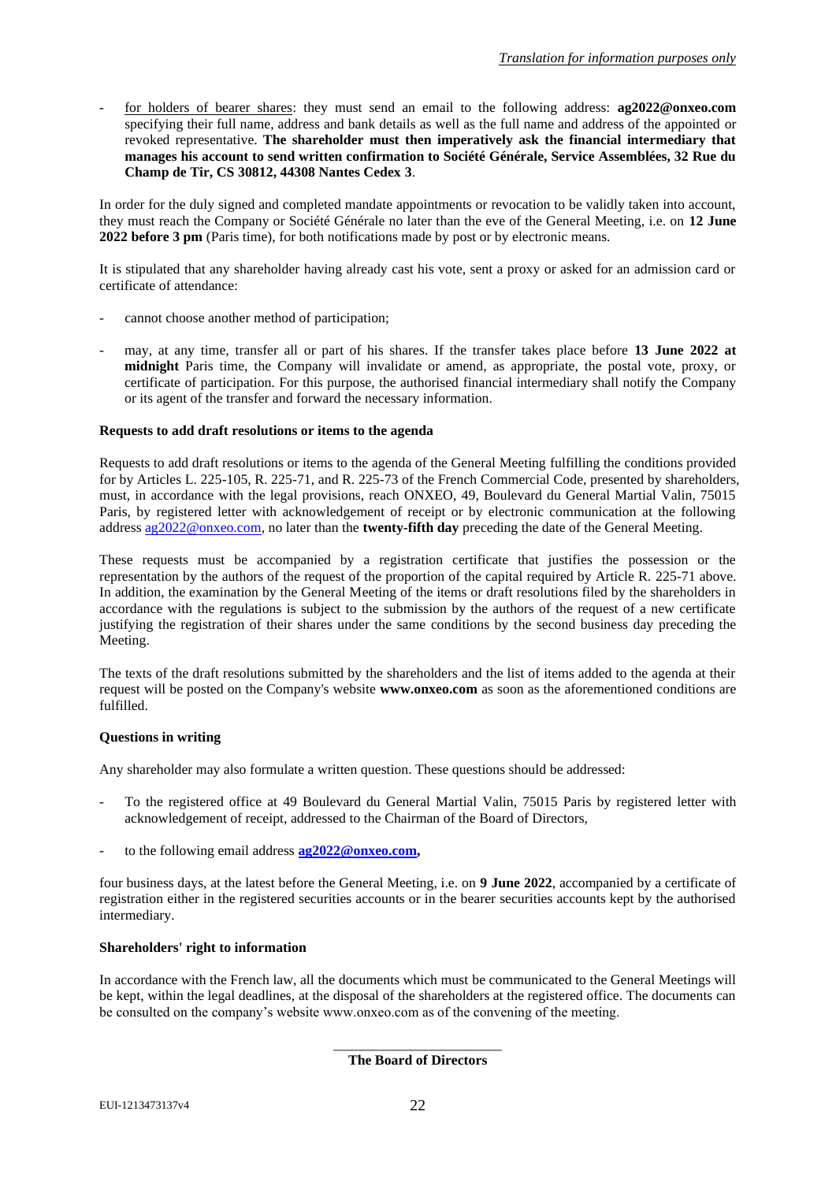- for holders of bearer shares: they must send an email to the following address: **ag2022@onxeo.com** specifying their full name, address and bank details as well as the full name and address of the appointed or revoked representative. **The shareholder must then imperatively ask the financial intermediary that manages his account to send written confirmation to Société Générale, Service Assemblées, 32 Rue du Champ de Tir, CS 30812, 44308 Nantes Cedex 3**.

In order for the duly signed and completed mandate appointments or revocation to be validly taken into account, they must reach the Company or Société Générale no later than the eve of the General Meeting, i.e. on **12 June 2022 before 3 pm** (Paris time), for both notifications made by post or by electronic means.

It is stipulated that any shareholder having already cast his vote, sent a proxy or asked for an admission card or certificate of attendance:

- cannot choose another method of participation;
- may, at any time, transfer all or part of his shares. If the transfer takes place before **13 June 2022 at midnight** Paris time, the Company will invalidate or amend, as appropriate, the postal vote, proxy, or certificate of participation. For this purpose, the authorised financial intermediary shall notify the Company or its agent of the transfer and forward the necessary information.

**Requests to add draft resolutions or items to the agenda**

Requests to add draft resolutions or items to the agenda of the General Meeting fulfilling the conditions provided for by Articles L. 225-105, R. 225-71, and R. 225-73 of the French Commercial Code, presented by shareholders, must, in accordance with the legal provisions, reach ONXEO, 49, Boulevard du General Martial Valin, 75015 Paris, by registered letter with acknowledgement of receipt or by electronic communication at the following address ag2022@onxeo.com, no later than the **twenty-fifth day** preceding the date of the General Meeting.

These requests must be accompanied by a registration certificate that justifies the possession or the representation by the authors of the request of the proportion of the capital required by Article R. 225-71 above. In addition, the examination by the General Meeting of the items or draft resolutions filed by the shareholders in accordance with the regulations is subject to the submission by the authors of the request of a new certificate justifying the registration of their shares under the same conditions by the second business day preceding the Meeting.

The texts of the draft resolutions submitted by the shareholders and the list of items added to the agenda at their request will be posted on the Company's website **www.onxeo.com** as soon as the aforementioned conditions are fulfilled.

**Questions in writing**

Any shareholder may also formulate a written question. These questions should be addressed:

- To the registered office at 49 Boulevard du General Martial Valin, 75015 Paris by registered letter with acknowledgement of receipt, addressed to the Chairman of the Board of Directors,
- to the following email address **ag2022@onxeo.com,**

four business days, at the latest before the General Meeting, i.e. on **9 June 2022**, accompanied by a certificate of registration either in the registered securities accounts or in the bearer securities accounts kept by the authorised intermediary.

**Shareholders' right to information**

In accordance with the French law, all the documents which must be communicated to the General Meetings will be kept, within the legal deadlines, at the disposal of the shareholders at the registered office. The documents can be consulted on the company's website www.onxeo.com as of the convening of the meeting.

**The Board of Directors**